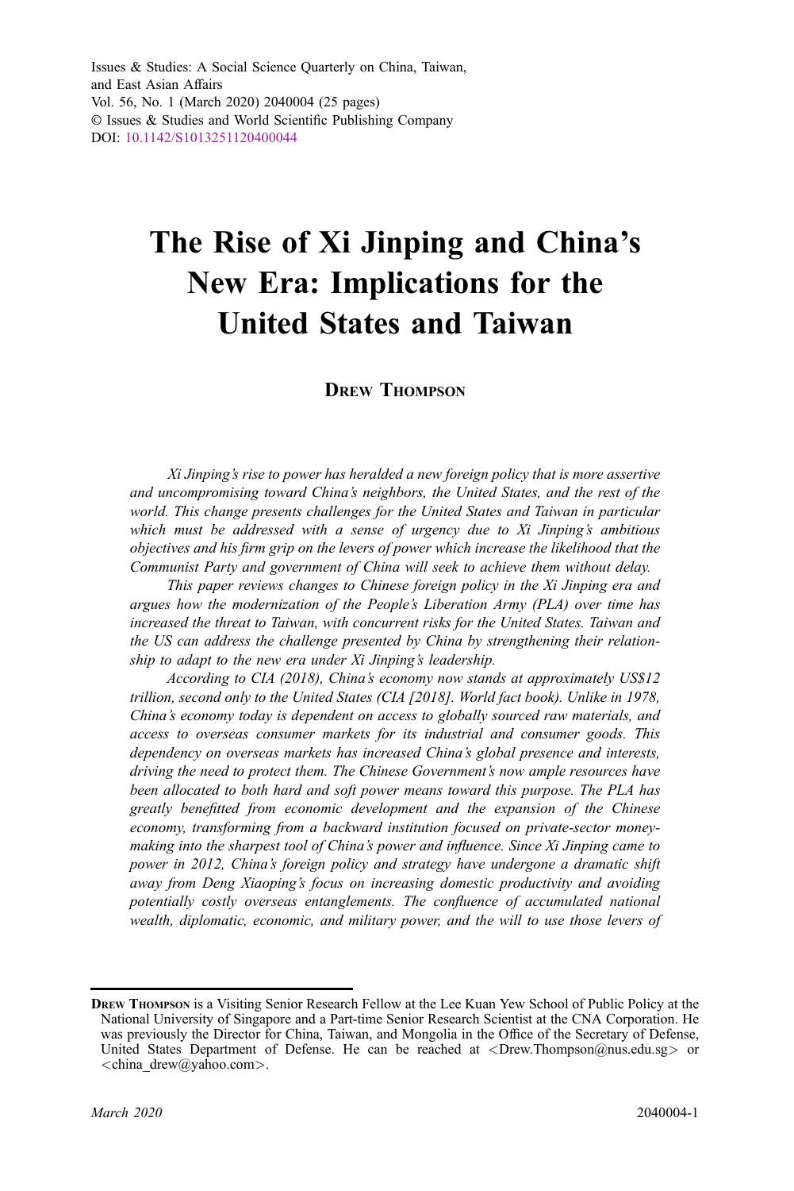Issues & Studies: A Social Science Quarterly on China, Taiwan, and East Asian Affairs
Vol. 56, No. 1 (March 2020) 2040004 (25 pages)
© Issues & Studies and World Scientific Publishing Company
DOI: 10.1142/S1013251120400044

# The Rise of Xi Jinping and China's New Era: Implications for the United States and Taiwan

**Drew Thompson**

*Xi Jinping's rise to power has heralded a new foreign policy that is more assertive and uncompromising toward China's neighbors, the United States, and the rest of the world. This change presents challenges for the United States and Taiwan in particular which must be addressed with a sense of urgency due to Xi Jinping's ambitious objectives and his firm grip on the levers of power which increase the likelihood that the Communist Party and government of China will seek to achieve them without delay.*

*This paper reviews changes to Chinese foreign policy in the Xi Jinping era and argues how the modernization of the People's Liberation Army (PLA) over time has increased the threat to Taiwan, with concurrent risks for the United States. Taiwan and the US can address the challenge presented by China by strengthening their relationship to adapt to the new era under Xi Jinping's leadership.*

*According to CIA (2018), China's economy now stands at approximately US$12 trillion, second only to the United States (CIA [2018]. World fact book). Unlike in 1978, China's economy today is dependent on access to globally sourced raw materials, and access to overseas consumer markets for its industrial and consumer goods. This dependency on overseas markets has increased China's global presence and interests, driving the need to protect them. The Chinese Government's now ample resources have been allocated to both hard and soft power means toward this purpose. The PLA has greatly benefitted from economic development and the expansion of the Chinese economy, transforming from a backward institution focused on private-sector money-making into the sharpest tool of China's power and influence. Since Xi Jinping came to power in 2012, China's foreign policy and strategy have undergone a dramatic shift away from Deng Xiaoping's focus on increasing domestic productivity and avoiding potentially costly overseas entanglements. The confluence of accumulated national wealth, diplomatic, economic, and military power, and the will to use those levers of*

---

**Drew Thompson** is a Visiting Senior Research Fellow at the Lee Kuan Yew School of Public Policy at the National University of Singapore and a Part-time Senior Research Scientist at the CNA Corporation. He was previously the Director for China, Taiwan, and Mongolia in the Office of the Secretary of Defense, United States Department of Defense. He can be reached at <Drew.Thompson@nus.edu.sg> or <china_drew@yahoo.com>.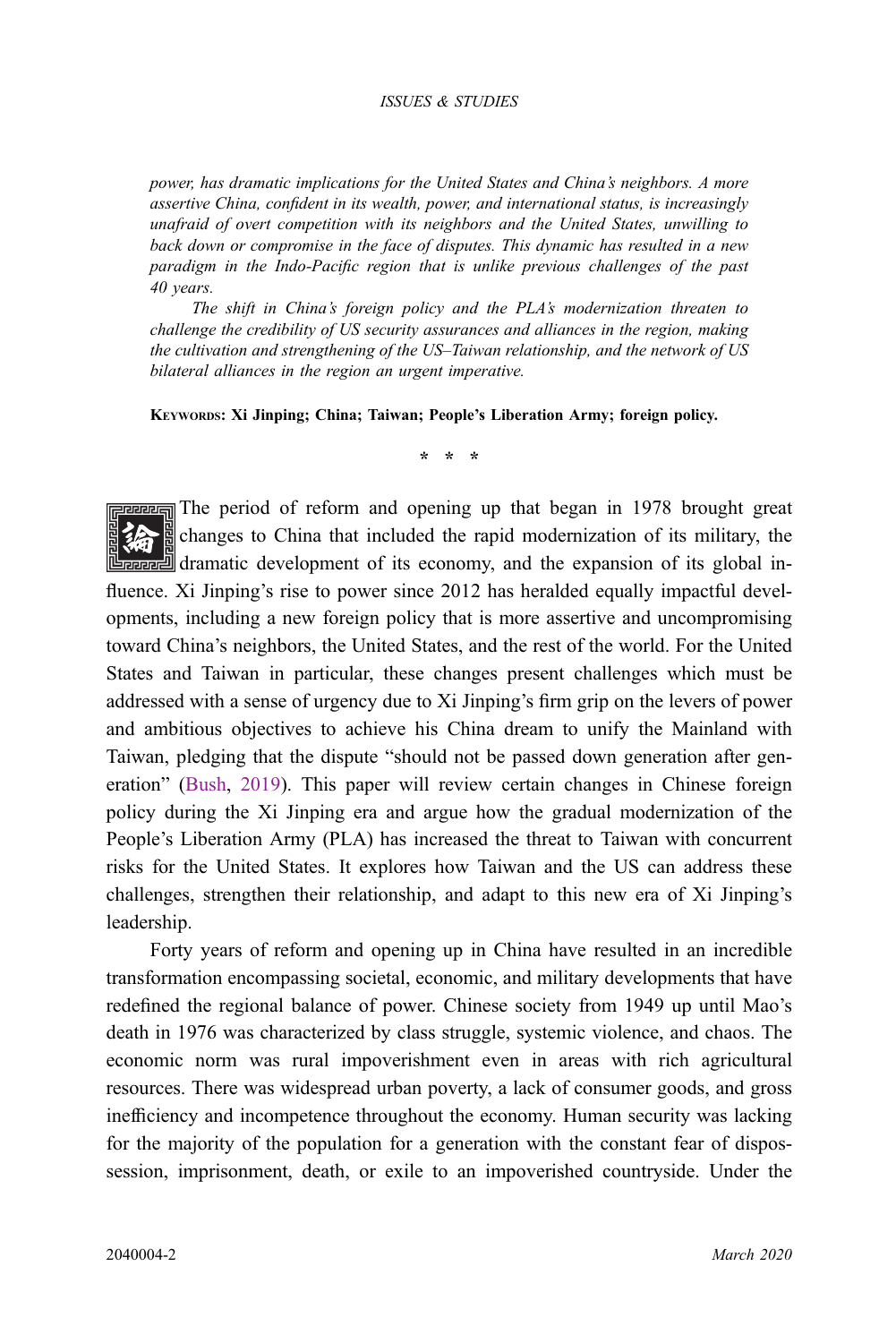*power, has dramatic implications for the United States and China's neighbors. A more assertive China, confident in its wealth, power, and international status, is increasingly unafraid of overt competition with its neighbors and the United States, unwilling to back down or compromise in the face of disputes. This dynamic has resulted in a new paradigm in the Indo-Pacific region that is unlike previous challenges of the past 40 years.*

*The shift in China's foreign policy and the PLA's modernization threaten to challenge the credibility of US security assurances and alliances in the region, making the cultivation and strengthening of the US–Taiwan relationship, and the network of US bilateral alliances in the region an urgent imperative.*

**KEYWORDS: Xi Jinping; China; Taiwan; People's Liberation Army; foreign policy.**

\* \* \*

The period of reform and opening up that began in 1978 brought great changes to China that included the rapid modernization of its military, the dramatic development of its economy, and the expansion of its global influence. Xi Jinping's rise to power since 2012 has heralded equally impactful developments, including a new foreign policy that is more assertive and uncompromising toward China's neighbors, the United States, and the rest of the world. For the United States and Taiwan in particular, these changes present challenges which must be addressed with a sense of urgency due to Xi Jinping's firm grip on the levers of power and ambitious objectives to achieve his China dream to unify the Mainland with Taiwan, pledging that the dispute "should not be passed down generation after generation" (Bush, 2019). This paper will review certain changes in Chinese foreign policy during the Xi Jinping era and argue how the gradual modernization of the People's Liberation Army (PLA) has increased the threat to Taiwan with concurrent risks for the United States. It explores how Taiwan and the US can address these challenges, strengthen their relationship, and adapt to this new era of Xi Jinping's leadership.

Forty years of reform and opening up in China have resulted in an incredible transformation encompassing societal, economic, and military developments that have redefined the regional balance of power. Chinese society from 1949 up until Mao's death in 1976 was characterized by class struggle, systemic violence, and chaos. The economic norm was rural impoverishment even in areas with rich agricultural resources. There was widespread urban poverty, a lack of consumer goods, and gross inefficiency and incompetence throughout the economy. Human security was lacking for the majority of the population for a generation with the constant fear of dispossession, imprisonment, death, or exile to an impoverished countryside. Under the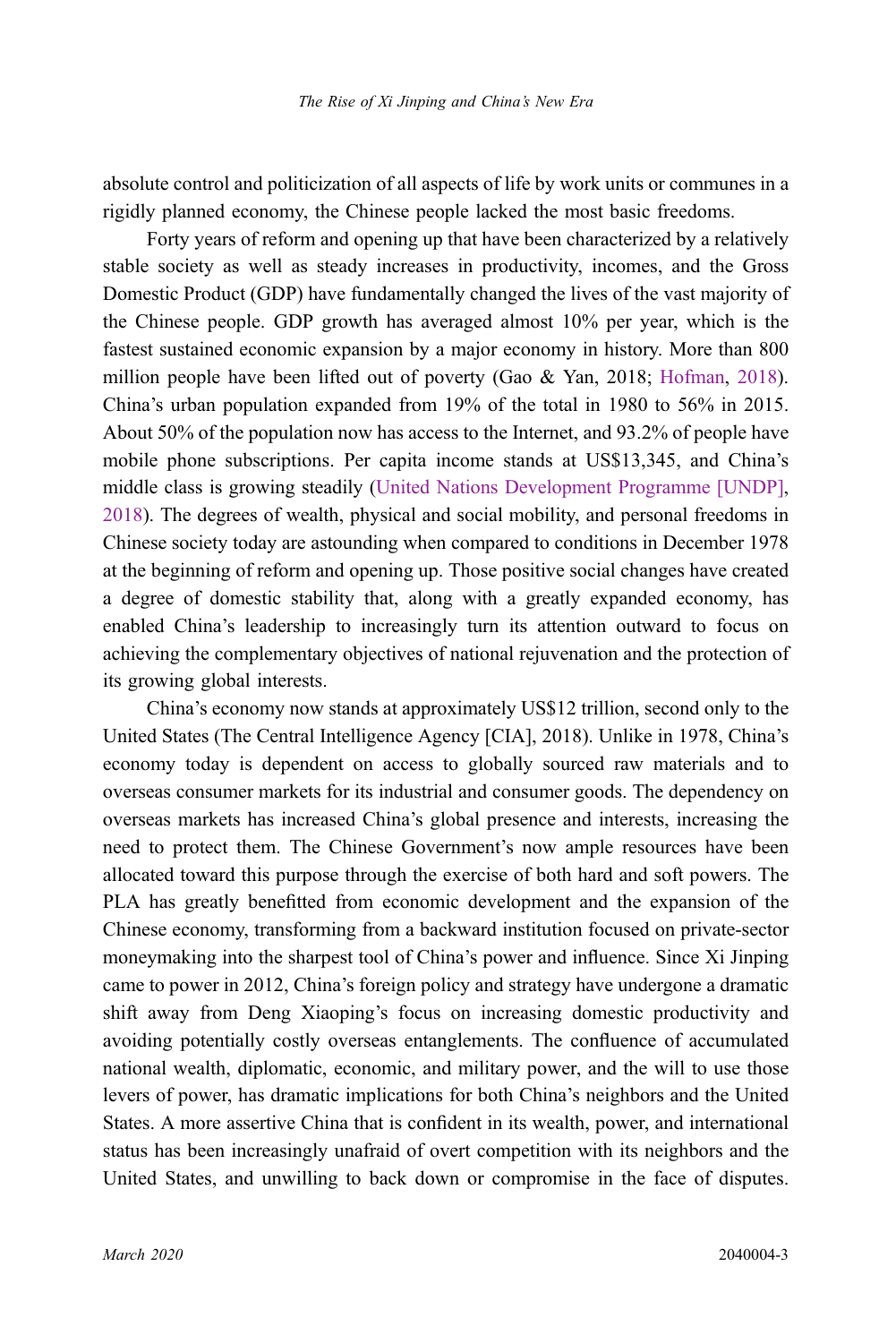absolute control and politicization of all aspects of life by work units or communes in a rigidly planned economy, the Chinese people lacked the most basic freedoms.

Forty years of reform and opening up that have been characterized by a relatively stable society as well as steady increases in productivity, incomes, and the Gross Domestic Product (GDP) have fundamentally changed the lives of the vast majority of the Chinese people. GDP growth has averaged almost 10% per year, which is the fastest sustained economic expansion by a major economy in history. More than 800 million people have been lifted out of poverty (Gao & Yan, 2018; Hofman, 2018). China's urban population expanded from 19% of the total in 1980 to 56% in 2015. About 50% of the population now has access to the Internet, and 93.2% of people have mobile phone subscriptions. Per capita income stands at US$13,345, and China's middle class is growing steadily (United Nations Development Programme [UNDP], 2018). The degrees of wealth, physical and social mobility, and personal freedoms in Chinese society today are astounding when compared to conditions in December 1978 at the beginning of reform and opening up. Those positive social changes have created a degree of domestic stability that, along with a greatly expanded economy, has enabled China's leadership to increasingly turn its attention outward to focus on achieving the complementary objectives of national rejuvenation and the protection of its growing global interests.

China's economy now stands at approximately US$12 trillion, second only to the United States (The Central Intelligence Agency [CIA], 2018). Unlike in 1978, China's economy today is dependent on access to globally sourced raw materials and to overseas consumer markets for its industrial and consumer goods. The dependency on overseas markets has increased China's global presence and interests, increasing the need to protect them. The Chinese Government's now ample resources have been allocated toward this purpose through the exercise of both hard and soft powers. The PLA has greatly benefitted from economic development and the expansion of the Chinese economy, transforming from a backward institution focused on private-sector moneymaking into the sharpest tool of China's power and influence. Since Xi Jinping came to power in 2012, China's foreign policy and strategy have undergone a dramatic shift away from Deng Xiaoping's focus on increasing domestic productivity and avoiding potentially costly overseas entanglements. The confluence of accumulated national wealth, diplomatic, economic, and military power, and the will to use those levers of power, has dramatic implications for both China's neighbors and the United States. A more assertive China that is confident in its wealth, power, and international status has been increasingly unafraid of overt competition with its neighbors and the United States, and unwilling to back down or compromise in the face of disputes.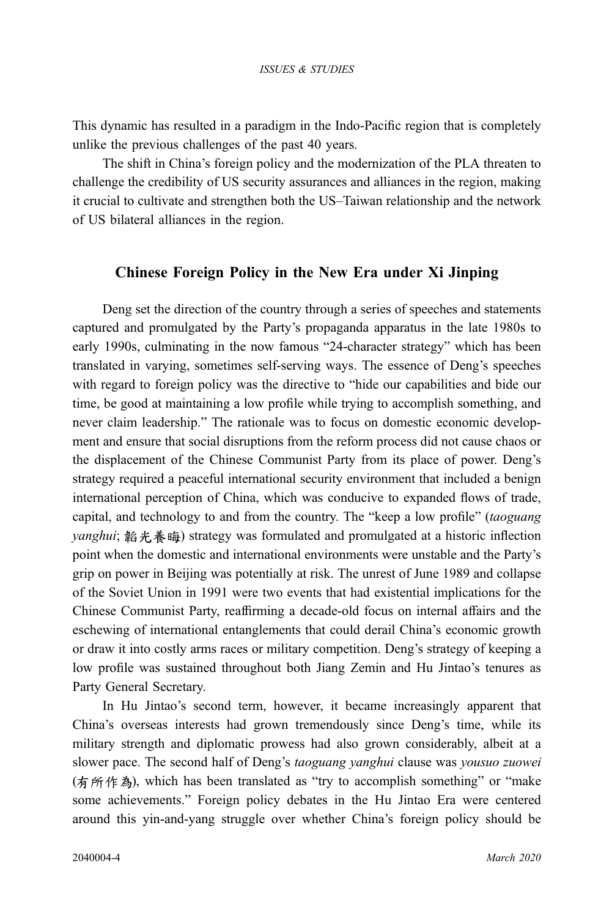This dynamic has resulted in a paradigm in the Indo-Pacific region that is completely unlike the previous challenges of the past 40 years.

The shift in China's foreign policy and the modernization of the PLA threaten to challenge the credibility of US security assurances and alliances in the region, making it crucial to cultivate and strengthen both the US–Taiwan relationship and the network of US bilateral alliances in the region.

## Chinese Foreign Policy in the New Era under Xi Jinping

Deng set the direction of the country through a series of speeches and statements captured and promulgated by the Party's propaganda apparatus in the late 1980s to early 1990s, culminating in the now famous "24-character strategy" which has been translated in varying, sometimes self-serving ways. The essence of Deng's speeches with regard to foreign policy was the directive to "hide our capabilities and bide our time, be good at maintaining a low profile while trying to accomplish something, and never claim leadership." The rationale was to focus on domestic economic development and ensure that social disruptions from the reform process did not cause chaos or the displacement of the Chinese Communist Party from its place of power. Deng's strategy required a peaceful international security environment that included a benign international perception of China, which was conducive to expanded flows of trade, capital, and technology to and from the country. The "keep a low profile" (*taoguang yanghui*; 韜光養晦) strategy was formulated and promulgated at a historic inflection point when the domestic and international environments were unstable and the Party's grip on power in Beijing was potentially at risk. The unrest of June 1989 and collapse of the Soviet Union in 1991 were two events that had existential implications for the Chinese Communist Party, reaffirming a decade-old focus on internal affairs and the eschewing of international entanglements that could derail China's economic growth or draw it into costly arms races or military competition. Deng's strategy of keeping a low profile was sustained throughout both Jiang Zemin and Hu Jintao's tenures as Party General Secretary.

In Hu Jintao's second term, however, it became increasingly apparent that China's overseas interests had grown tremendously since Deng's time, while its military strength and diplomatic prowess had also grown considerably, albeit at a slower pace. The second half of Deng's *taoguang yanghui* clause was *yousuo zuowei* (有所作為), which has been translated as "try to accomplish something" or "make some achievements." Foreign policy debates in the Hu Jintao Era were centered around this yin-and-yang struggle over whether China's foreign policy should be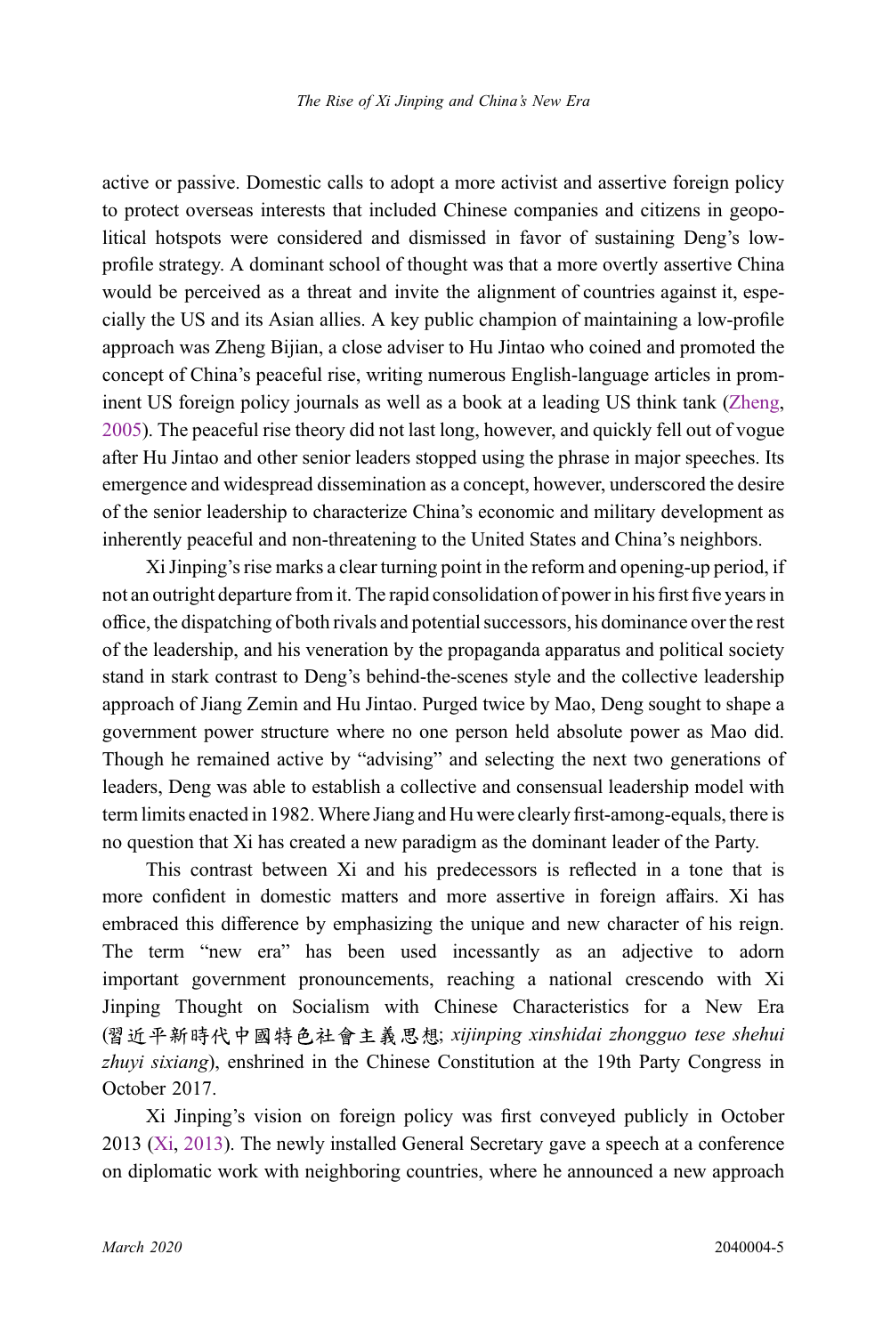active or passive. Domestic calls to adopt a more activist and assertive foreign policy to protect overseas interests that included Chinese companies and citizens in geopolitical hotspots were considered and dismissed in favor of sustaining Deng's low-profile strategy. A dominant school of thought was that a more overtly assertive China would be perceived as a threat and invite the alignment of countries against it, especially the US and its Asian allies. A key public champion of maintaining a low-profile approach was Zheng Bijian, a close adviser to Hu Jintao who coined and promoted the concept of China's peaceful rise, writing numerous English-language articles in prominent US foreign policy journals as well as a book at a leading US think tank (Zheng, 2005). The peaceful rise theory did not last long, however, and quickly fell out of vogue after Hu Jintao and other senior leaders stopped using the phrase in major speeches. Its emergence and widespread dissemination as a concept, however, underscored the desire of the senior leadership to characterize China's economic and military development as inherently peaceful and non-threatening to the United States and China's neighbors.

Xi Jinping's rise marks a clear turning point in the reform and opening-up period, if not an outright departure from it. The rapid consolidation of power in his first five years in office, the dispatching of both rivals and potential successors, his dominance over the rest of the leadership, and his veneration by the propaganda apparatus and political society stand in stark contrast to Deng's behind-the-scenes style and the collective leadership approach of Jiang Zemin and Hu Jintao. Purged twice by Mao, Deng sought to shape a government power structure where no one person held absolute power as Mao did. Though he remained active by "advising" and selecting the next two generations of leaders, Deng was able to establish a collective and consensual leadership model with term limits enacted in 1982. Where Jiang and Hu were clearly first-among-equals, there is no question that Xi has created a new paradigm as the dominant leader of the Party.

This contrast between Xi and his predecessors is reflected in a tone that is more confident in domestic matters and more assertive in foreign affairs. Xi has embraced this difference by emphasizing the unique and new character of his reign. The term "new era" has been used incessantly as an adjective to adorn important government pronouncements, reaching a national crescendo with Xi Jinping Thought on Socialism with Chinese Characteristics for a New Era (習近平新時代中國特色社會主義思想; *xijinping xinshidai zhongguo tese shehui zhuyi sixiang*), enshrined in the Chinese Constitution at the 19th Party Congress in October 2017.

Xi Jinping's vision on foreign policy was first conveyed publicly in October 2013 (Xi, 2013). The newly installed General Secretary gave a speech at a conference on diplomatic work with neighboring countries, where he announced a new approach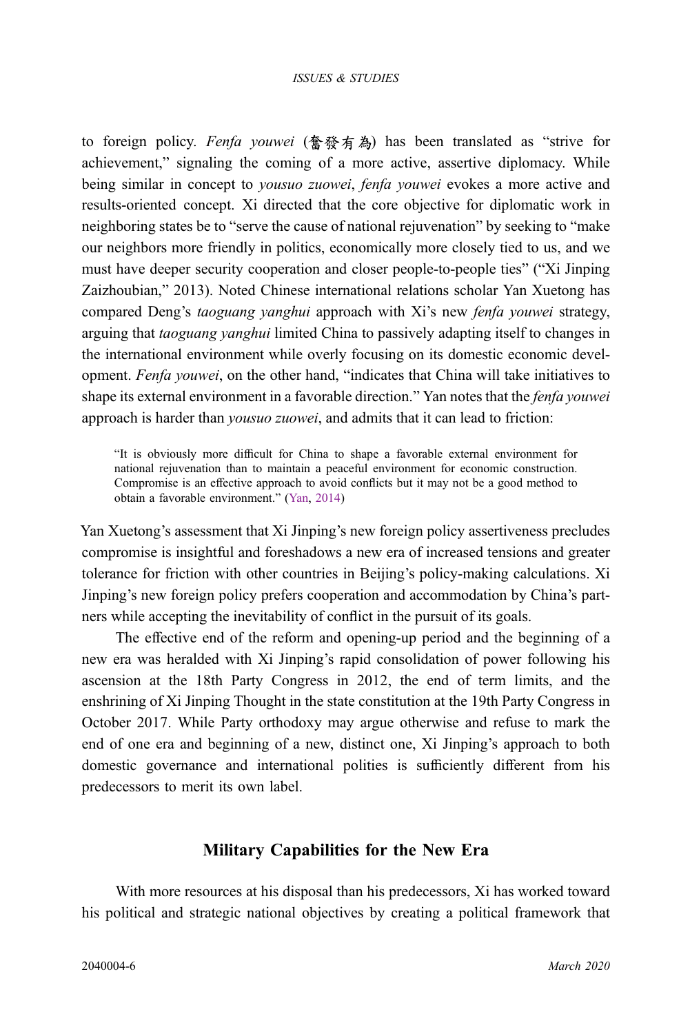to foreign policy. *Fenfa youwei* (奮發有為) has been translated as "strive for achievement," signaling the coming of a more active, assertive diplomacy. While being similar in concept to *yousuo zuowei*, *fenfa youwei* evokes a more active and results-oriented concept. Xi directed that the core objective for diplomatic work in neighboring states be to "serve the cause of national rejuvenation" by seeking to "make our neighbors more friendly in politics, economically more closely tied to us, and we must have deeper security cooperation and closer people-to-people ties" ("Xi Jinping Zaizhoubian," 2013). Noted Chinese international relations scholar Yan Xuetong has compared Deng's *taoguang yanghui* approach with Xi's new *fenfa youwei* strategy, arguing that *taoguang yanghui* limited China to passively adapting itself to changes in the international environment while overly focusing on its domestic economic development. *Fenfa youwei*, on the other hand, "indicates that China will take initiatives to shape its external environment in a favorable direction." Yan notes that the *fenfa youwei* approach is harder than *yousuo zuowei*, and admits that it can lead to friction:

> "It is obviously more difficult for China to shape a favorable external environment for national rejuvenation than to maintain a peaceful environment for economic construction. Compromise is an effective approach to avoid conflicts but it may not be a good method to obtain a favorable environment." (Yan, 2014)

Yan Xuetong's assessment that Xi Jinping's new foreign policy assertiveness precludes compromise is insightful and foreshadows a new era of increased tensions and greater tolerance for friction with other countries in Beijing's policy-making calculations. Xi Jinping's new foreign policy prefers cooperation and accommodation by China's partners while accepting the inevitability of conflict in the pursuit of its goals.

The effective end of the reform and opening-up period and the beginning of a new era was heralded with Xi Jinping's rapid consolidation of power following his ascension at the 18th Party Congress in 2012, the end of term limits, and the enshrining of Xi Jinping Thought in the state constitution at the 19th Party Congress in October 2017. While Party orthodoxy may argue otherwise and refuse to mark the end of one era and beginning of a new, distinct one, Xi Jinping's approach to both domestic governance and international polities is sufficiently different from his predecessors to merit its own label.

## Military Capabilities for the New Era

With more resources at his disposal than his predecessors, Xi has worked toward his political and strategic national objectives by creating a political framework that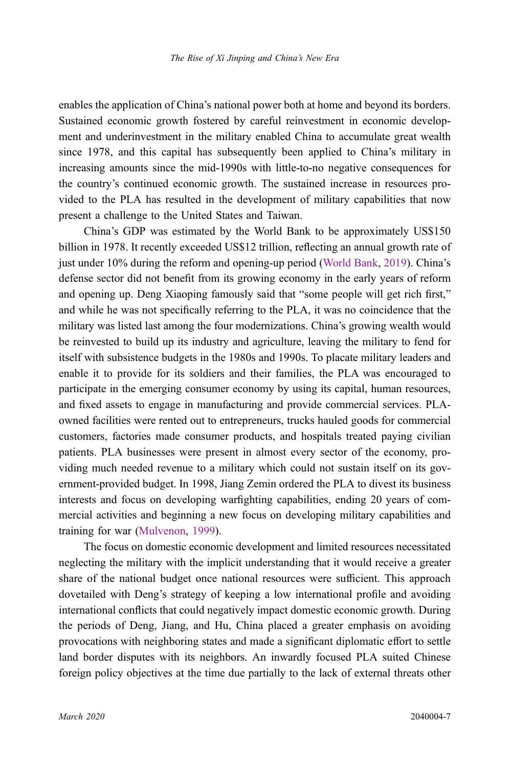enables the application of China's national power both at home and beyond its borders. Sustained economic growth fostered by careful reinvestment in economic development and underinvestment in the military enabled China to accumulate great wealth since 1978, and this capital has subsequently been applied to China's military in increasing amounts since the mid-1990s with little-to-no negative consequences for the country's continued economic growth. The sustained increase in resources provided to the PLA has resulted in the development of military capabilities that now present a challenge to the United States and Taiwan.

China's GDP was estimated by the World Bank to be approximately US$150 billion in 1978. It recently exceeded US$12 trillion, reflecting an annual growth rate of just under 10% during the reform and opening-up period (World Bank, 2019). China's defense sector did not benefit from its growing economy in the early years of reform and opening up. Deng Xiaoping famously said that "some people will get rich first," and while he was not specifically referring to the PLA, it was no coincidence that the military was listed last among the four modernizations. China's growing wealth would be reinvested to build up its industry and agriculture, leaving the military to fend for itself with subsistence budgets in the 1980s and 1990s. To placate military leaders and enable it to provide for its soldiers and their families, the PLA was encouraged to participate in the emerging consumer economy by using its capital, human resources, and fixed assets to engage in manufacturing and provide commercial services. PLA-owned facilities were rented out to entrepreneurs, trucks hauled goods for commercial customers, factories made consumer products, and hospitals treated paying civilian patients. PLA businesses were present in almost every sector of the economy, providing much needed revenue to a military which could not sustain itself on its government-provided budget. In 1998, Jiang Zemin ordered the PLA to divest its business interests and focus on developing warfighting capabilities, ending 20 years of commercial activities and beginning a new focus on developing military capabilities and training for war (Mulvenon, 1999).

The focus on domestic economic development and limited resources necessitated neglecting the military with the implicit understanding that it would receive a greater share of the national budget once national resources were sufficient. This approach dovetailed with Deng's strategy of keeping a low international profile and avoiding international conflicts that could negatively impact domestic economic growth. During the periods of Deng, Jiang, and Hu, China placed a greater emphasis on avoiding provocations with neighboring states and made a significant diplomatic effort to settle land border disputes with its neighbors. An inwardly focused PLA suited Chinese foreign policy objectives at the time due partially to the lack of external threats other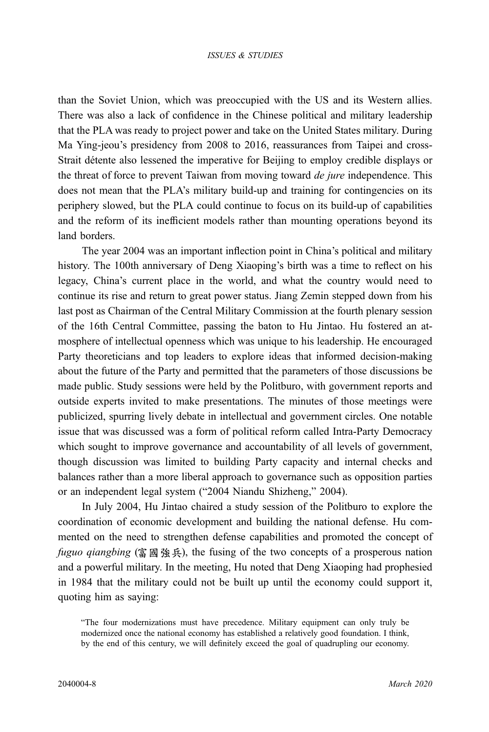than the Soviet Union, which was preoccupied with the US and its Western allies. There was also a lack of confidence in the Chinese political and military leadership that the PLA was ready to project power and take on the United States military. During Ma Ying-jeou's presidency from 2008 to 2016, reassurances from Taipei and cross-Strait détente also lessened the imperative for Beijing to employ credible displays or the threat of force to prevent Taiwan from moving toward *de jure* independence. This does not mean that the PLA's military build-up and training for contingencies on its periphery slowed, but the PLA could continue to focus on its build-up of capabilities and the reform of its inefficient models rather than mounting operations beyond its land borders.

The year 2004 was an important inflection point in China's political and military history. The 100th anniversary of Deng Xiaoping's birth was a time to reflect on his legacy, China's current place in the world, and what the country would need to continue its rise and return to great power status. Jiang Zemin stepped down from his last post as Chairman of the Central Military Commission at the fourth plenary session of the 16th Central Committee, passing the baton to Hu Jintao. Hu fostered an atmosphere of intellectual openness which was unique to his leadership. He encouraged Party theoreticians and top leaders to explore ideas that informed decision-making about the future of the Party and permitted that the parameters of those discussions be made public. Study sessions were held by the Politburo, with government reports and outside experts invited to make presentations. The minutes of those meetings were publicized, spurring lively debate in intellectual and government circles. One notable issue that was discussed was a form of political reform called Intra-Party Democracy which sought to improve governance and accountability of all levels of government, though discussion was limited to building Party capacity and internal checks and balances rather than a more liberal approach to governance such as opposition parties or an independent legal system ("2004 Niandu Shizheng," 2004).

In July 2004, Hu Jintao chaired a study session of the Politburo to explore the coordination of economic development and building the national defense. Hu commented on the need to strengthen defense capabilities and promoted the concept of *fuguo qiangbing* (富國強兵), the fusing of the two concepts of a prosperous nation and a powerful military. In the meeting, Hu noted that Deng Xiaoping had prophesied in 1984 that the military could not be built up until the economy could support it, quoting him as saying:

> "The four modernizations must have precedence. Military equipment can only truly be modernized once the national economy has established a relatively good foundation. I think, by the end of this century, we will definitely exceed the goal of quadrupling our economy.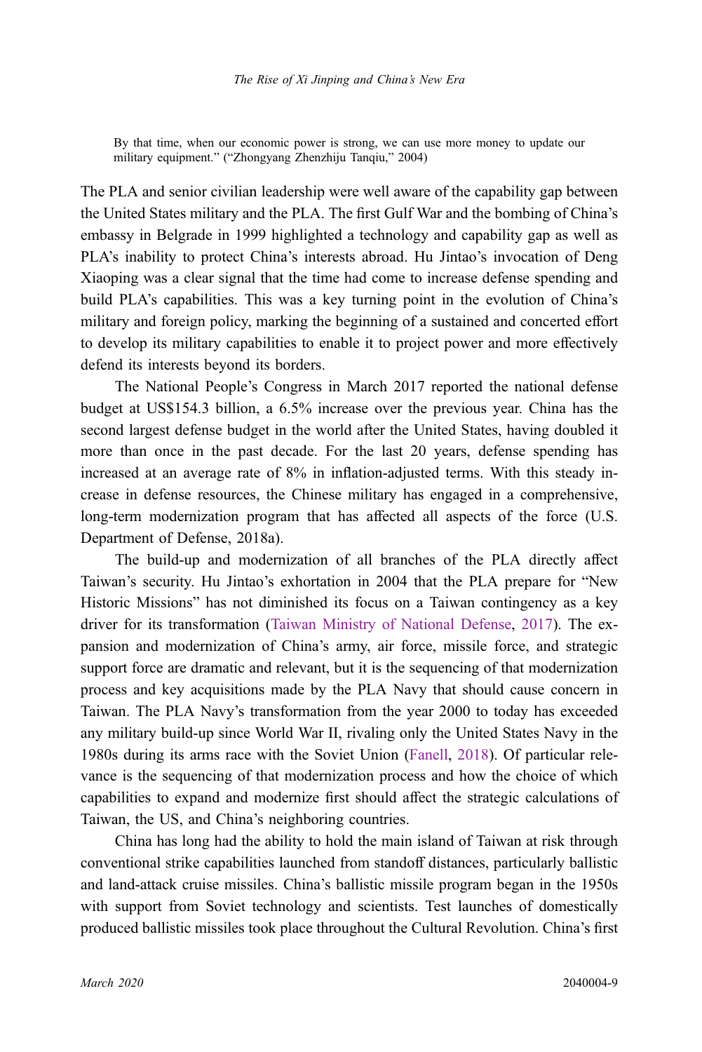> By that time, when our economic power is strong, we can use more money to update our military equipment." ("Zhongyang Zhenzhiju Tanqiu," 2004)

The PLA and senior civilian leadership were well aware of the capability gap between the United States military and the PLA. The first Gulf War and the bombing of China's embassy in Belgrade in 1999 highlighted a technology and capability gap as well as PLA's inability to protect China's interests abroad. Hu Jintao's invocation of Deng Xiaoping was a clear signal that the time had come to increase defense spending and build PLA's capabilities. This was a key turning point in the evolution of China's military and foreign policy, marking the beginning of a sustained and concerted effort to develop its military capabilities to enable it to project power and more effectively defend its interests beyond its borders.

The National People's Congress in March 2017 reported the national defense budget at US$154.3 billion, a 6.5% increase over the previous year. China has the second largest defense budget in the world after the United States, having doubled it more than once in the past decade. For the last 20 years, defense spending has increased at an average rate of 8% in inflation-adjusted terms. With this steady increase in defense resources, the Chinese military has engaged in a comprehensive, long-term modernization program that has affected all aspects of the force (U.S. Department of Defense, 2018a).

The build-up and modernization of all branches of the PLA directly affect Taiwan's security. Hu Jintao's exhortation in 2004 that the PLA prepare for "New Historic Missions" has not diminished its focus on a Taiwan contingency as a key driver for its transformation (Taiwan Ministry of National Defense, 2017). The expansion and modernization of China's army, air force, missile force, and strategic support force are dramatic and relevant, but it is the sequencing of that modernization process and key acquisitions made by the PLA Navy that should cause concern in Taiwan. The PLA Navy's transformation from the year 2000 to today has exceeded any military build-up since World War II, rivaling only the United States Navy in the 1980s during its arms race with the Soviet Union (Fanell, 2018). Of particular relevance is the sequencing of that modernization process and how the choice of which capabilities to expand and modernize first should affect the strategic calculations of Taiwan, the US, and China's neighboring countries.

China has long had the ability to hold the main island of Taiwan at risk through conventional strike capabilities launched from standoff distances, particularly ballistic and land-attack cruise missiles. China's ballistic missile program began in the 1950s with support from Soviet technology and scientists. Test launches of domestically produced ballistic missiles took place throughout the Cultural Revolution. China's first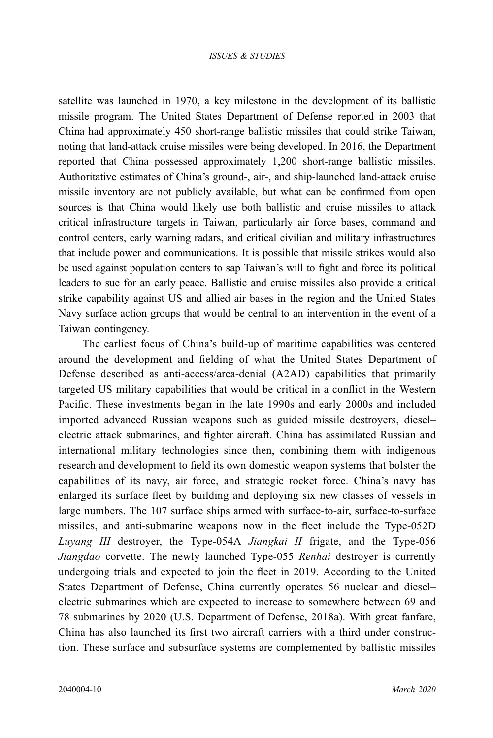satellite was launched in 1970, a key milestone in the development of its ballistic missile program. The United States Department of Defense reported in 2003 that China had approximately 450 short-range ballistic missiles that could strike Taiwan, noting that land-attack cruise missiles were being developed. In 2016, the Department reported that China possessed approximately 1,200 short-range ballistic missiles. Authoritative estimates of China's ground-, air-, and ship-launched land-attack cruise missile inventory are not publicly available, but what can be confirmed from open sources is that China would likely use both ballistic and cruise missiles to attack critical infrastructure targets in Taiwan, particularly air force bases, command and control centers, early warning radars, and critical civilian and military infrastructures that include power and communications. It is possible that missile strikes would also be used against population centers to sap Taiwan's will to fight and force its political leaders to sue for an early peace. Ballistic and cruise missiles also provide a critical strike capability against US and allied air bases in the region and the United States Navy surface action groups that would be central to an intervention in the event of a Taiwan contingency.

The earliest focus of China's build-up of maritime capabilities was centered around the development and fielding of what the United States Department of Defense described as anti-access/area-denial (A2AD) capabilities that primarily targeted US military capabilities that would be critical in a conflict in the Western Pacific. These investments began in the late 1990s and early 2000s and included imported advanced Russian weapons such as guided missile destroyers, diesel–electric attack submarines, and fighter aircraft. China has assimilated Russian and international military technologies since then, combining them with indigenous research and development to field its own domestic weapon systems that bolster the capabilities of its navy, air force, and strategic rocket force. China's navy has enlarged its surface fleet by building and deploying six new classes of vessels in large numbers. The 107 surface ships armed with surface-to-air, surface-to-surface missiles, and anti-submarine weapons now in the fleet include the Type-052D *Luyang III* destroyer, the Type-054A *Jiangkai II* frigate, and the Type-056 *Jiangdao* corvette. The newly launched Type-055 *Renhai* destroyer is currently undergoing trials and expected to join the fleet in 2019. According to the United States Department of Defense, China currently operates 56 nuclear and diesel–electric submarines which are expected to increase to somewhere between 69 and 78 submarines by 2020 (U.S. Department of Defense, 2018a). With great fanfare, China has also launched its first two aircraft carriers with a third under construction. These surface and subsurface systems are complemented by ballistic missiles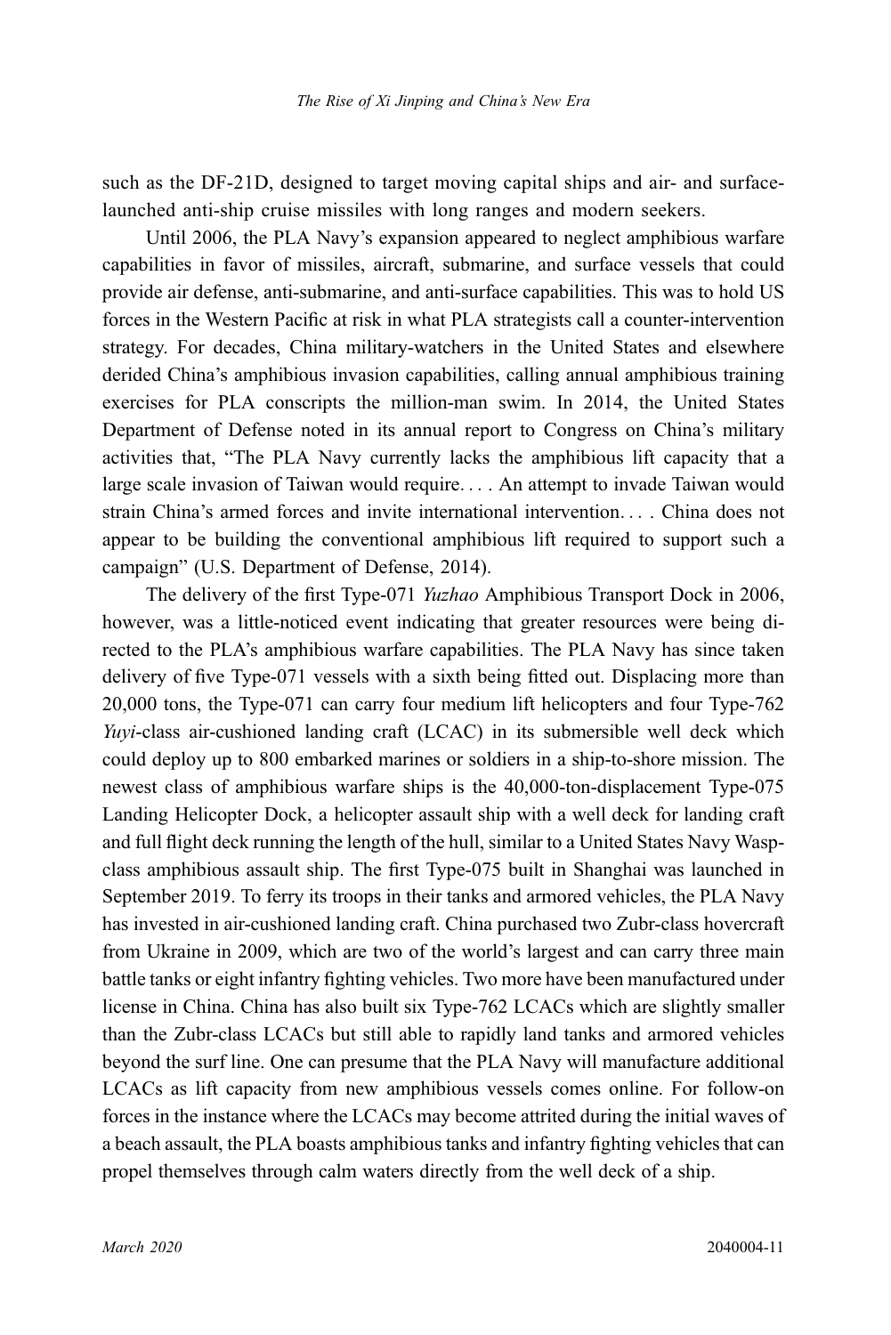such as the DF-21D, designed to target moving capital ships and air- and surface-launched anti-ship cruise missiles with long ranges and modern seekers.

Until 2006, the PLA Navy's expansion appeared to neglect amphibious warfare capabilities in favor of missiles, aircraft, submarine, and surface vessels that could provide air defense, anti-submarine, and anti-surface capabilities. This was to hold US forces in the Western Pacific at risk in what PLA strategists call a counter-intervention strategy. For decades, China military-watchers in the United States and elsewhere derided China's amphibious invasion capabilities, calling annual amphibious training exercises for PLA conscripts the million-man swim. In 2014, the United States Department of Defense noted in its annual report to Congress on China's military activities that, "The PLA Navy currently lacks the amphibious lift capacity that a large scale invasion of Taiwan would require. . . . An attempt to invade Taiwan would strain China's armed forces and invite international intervention. . . . China does not appear to be building the conventional amphibious lift required to support such a campaign" (U.S. Department of Defense, 2014).

The delivery of the first Type-071 *Yuzhao* Amphibious Transport Dock in 2006, however, was a little-noticed event indicating that greater resources were being directed to the PLA's amphibious warfare capabilities. The PLA Navy has since taken delivery of five Type-071 vessels with a sixth being fitted out. Displacing more than 20,000 tons, the Type-071 can carry four medium lift helicopters and four Type-762 *Yuyi*-class air-cushioned landing craft (LCAC) in its submersible well deck which could deploy up to 800 embarked marines or soldiers in a ship-to-shore mission. The newest class of amphibious warfare ships is the 40,000-ton-displacement Type-075 Landing Helicopter Dock, a helicopter assault ship with a well deck for landing craft and full flight deck running the length of the hull, similar to a United States Navy Wasp-class amphibious assault ship. The first Type-075 built in Shanghai was launched in September 2019. To ferry its troops in their tanks and armored vehicles, the PLA Navy has invested in air-cushioned landing craft. China purchased two Zubr-class hovercraft from Ukraine in 2009, which are two of the world's largest and can carry three main battle tanks or eight infantry fighting vehicles. Two more have been manufactured under license in China. China has also built six Type-762 LCACs which are slightly smaller than the Zubr-class LCACs but still able to rapidly land tanks and armored vehicles beyond the surf line. One can presume that the PLA Navy will manufacture additional LCACs as lift capacity from new amphibious vessels comes online. For follow-on forces in the instance where the LCACs may become attrited during the initial waves of a beach assault, the PLA boasts amphibious tanks and infantry fighting vehicles that can propel themselves through calm waters directly from the well deck of a ship.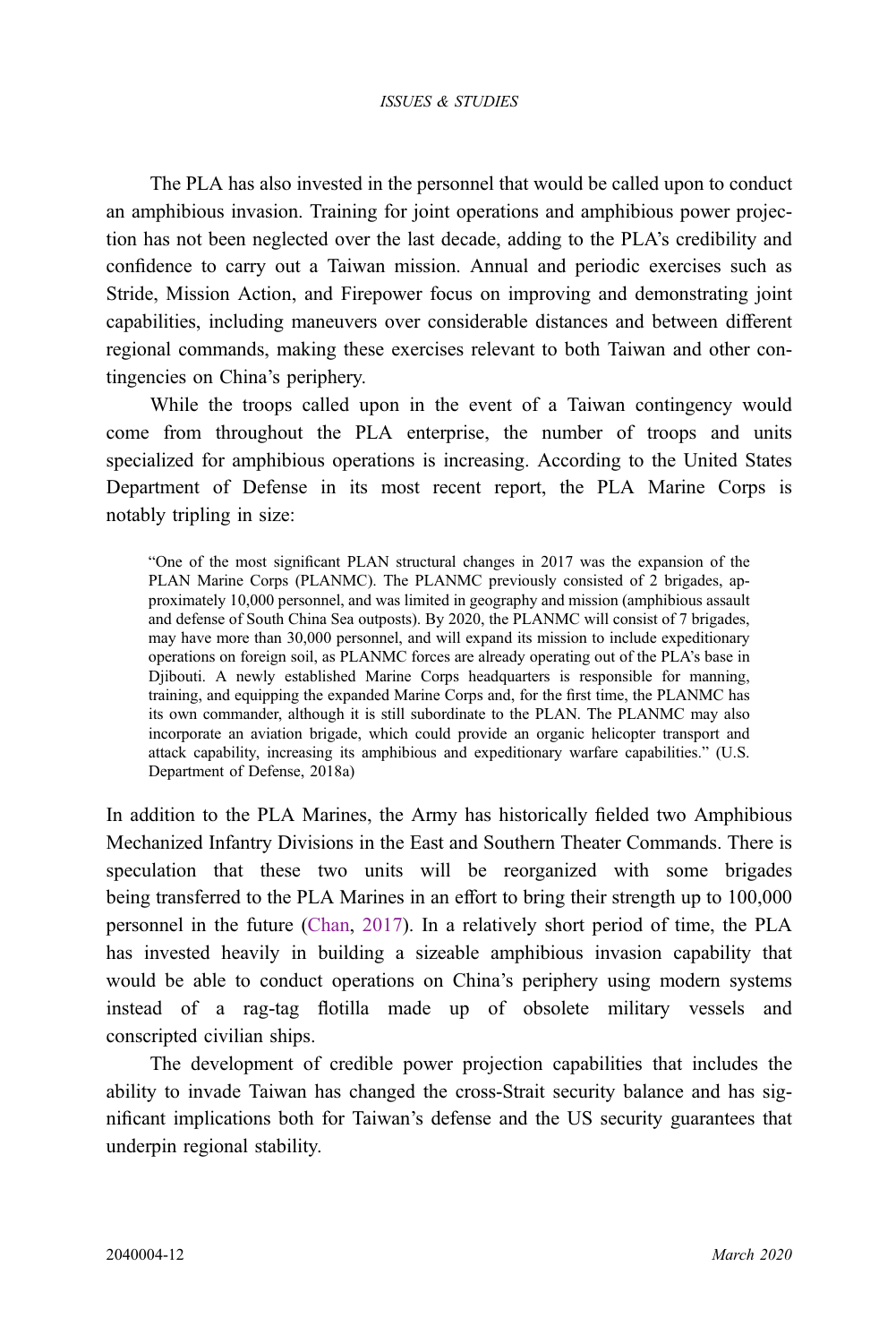The PLA has also invested in the personnel that would be called upon to conduct an amphibious invasion. Training for joint operations and amphibious power projection has not been neglected over the last decade, adding to the PLA's credibility and confidence to carry out a Taiwan mission. Annual and periodic exercises such as Stride, Mission Action, and Firepower focus on improving and demonstrating joint capabilities, including maneuvers over considerable distances and between different regional commands, making these exercises relevant to both Taiwan and other contingencies on China's periphery.

While the troops called upon in the event of a Taiwan contingency would come from throughout the PLA enterprise, the number of troops and units specialized for amphibious operations is increasing. According to the United States Department of Defense in its most recent report, the PLA Marine Corps is notably tripling in size:

> "One of the most significant PLAN structural changes in 2017 was the expansion of the PLAN Marine Corps (PLANMC). The PLANMC previously consisted of 2 brigades, approximately 10,000 personnel, and was limited in geography and mission (amphibious assault and defense of South China Sea outposts). By 2020, the PLANMC will consist of 7 brigades, may have more than 30,000 personnel, and will expand its mission to include expeditionary operations on foreign soil, as PLANMC forces are already operating out of the PLA's base in Djibouti. A newly established Marine Corps headquarters is responsible for manning, training, and equipping the expanded Marine Corps and, for the first time, the PLANMC has its own commander, although it is still subordinate to the PLAN. The PLANMC may also incorporate an aviation brigade, which could provide an organic helicopter transport and attack capability, increasing its amphibious and expeditionary warfare capabilities." (U.S. Department of Defense, 2018a)

In addition to the PLA Marines, the Army has historically fielded two Amphibious Mechanized Infantry Divisions in the East and Southern Theater Commands. There is speculation that these two units will be reorganized with some brigades being transferred to the PLA Marines in an effort to bring their strength up to 100,000 personnel in the future (Chan, 2017). In a relatively short period of time, the PLA has invested heavily in building a sizeable amphibious invasion capability that would be able to conduct operations on China's periphery using modern systems instead of a rag-tag flotilla made up of obsolete military vessels and conscripted civilian ships.

The development of credible power projection capabilities that includes the ability to invade Taiwan has changed the cross-Strait security balance and has significant implications both for Taiwan's defense and the US security guarantees that underpin regional stability.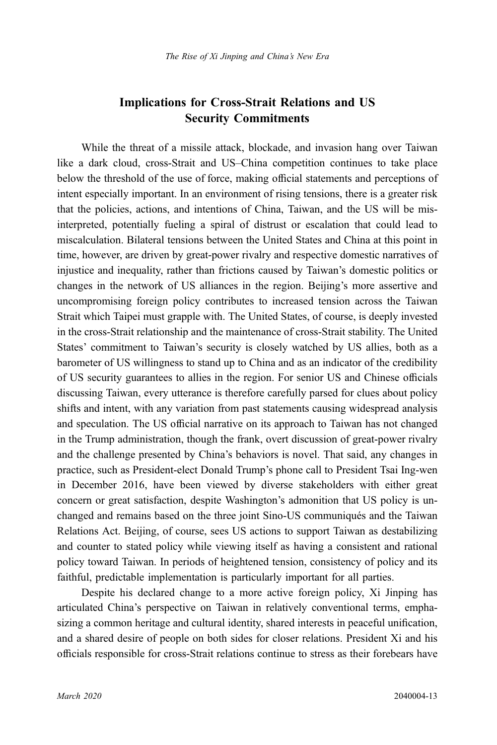## Implications for Cross-Strait Relations and US Security Commitments

While the threat of a missile attack, blockade, and invasion hang over Taiwan like a dark cloud, cross-Strait and US–China competition continues to take place below the threshold of the use of force, making official statements and perceptions of intent especially important. In an environment of rising tensions, there is a greater risk that the policies, actions, and intentions of China, Taiwan, and the US will be misinterpreted, potentially fueling a spiral of distrust or escalation that could lead to miscalculation. Bilateral tensions between the United States and China at this point in time, however, are driven by great-power rivalry and respective domestic narratives of injustice and inequality, rather than frictions caused by Taiwan's domestic politics or changes in the network of US alliances in the region. Beijing's more assertive and uncompromising foreign policy contributes to increased tension across the Taiwan Strait which Taipei must grapple with. The United States, of course, is deeply invested in the cross-Strait relationship and the maintenance of cross-Strait stability. The United States' commitment to Taiwan's security is closely watched by US allies, both as a barometer of US willingness to stand up to China and as an indicator of the credibility of US security guarantees to allies in the region. For senior US and Chinese officials discussing Taiwan, every utterance is therefore carefully parsed for clues about policy shifts and intent, with any variation from past statements causing widespread analysis and speculation. The US official narrative on its approach to Taiwan has not changed in the Trump administration, though the frank, overt discussion of great-power rivalry and the challenge presented by China's behaviors is novel. That said, any changes in practice, such as President-elect Donald Trump's phone call to President Tsai Ing-wen in December 2016, have been viewed by diverse stakeholders with either great concern or great satisfaction, despite Washington's admonition that US policy is unchanged and remains based on the three joint Sino-US communiqués and the Taiwan Relations Act. Beijing, of course, sees US actions to support Taiwan as destabilizing and counter to stated policy while viewing itself as having a consistent and rational policy toward Taiwan. In periods of heightened tension, consistency of policy and its faithful, predictable implementation is particularly important for all parties.

Despite his declared change to a more active foreign policy, Xi Jinping has articulated China's perspective on Taiwan in relatively conventional terms, emphasizing a common heritage and cultural identity, shared interests in peaceful unification, and a shared desire of people on both sides for closer relations. President Xi and his officials responsible for cross-Strait relations continue to stress as their forebears have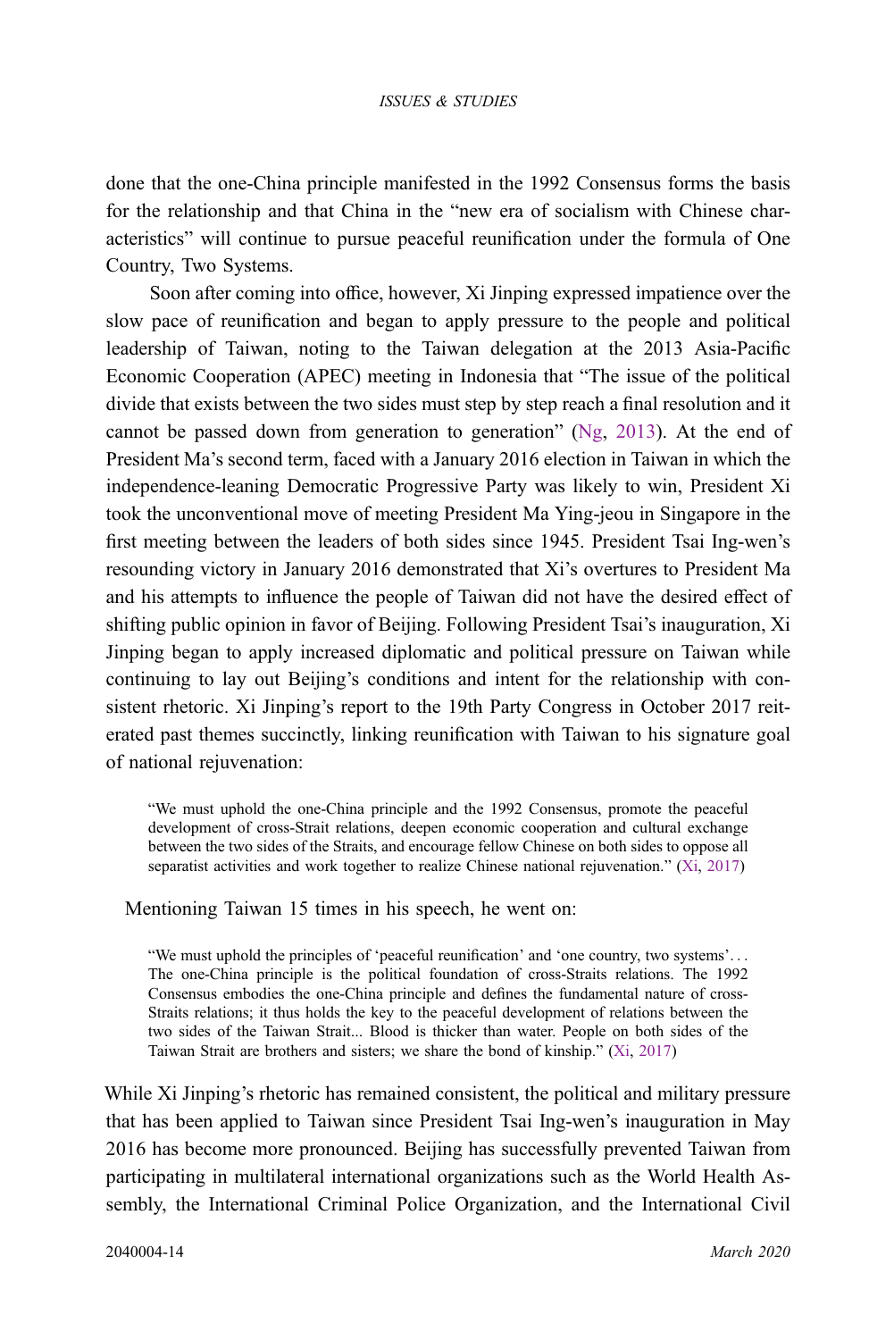done that the one-China principle manifested in the 1992 Consensus forms the basis for the relationship and that China in the "new era of socialism with Chinese characteristics" will continue to pursue peaceful reunification under the formula of One Country, Two Systems.

Soon after coming into office, however, Xi Jinping expressed impatience over the slow pace of reunification and began to apply pressure to the people and political leadership of Taiwan, noting to the Taiwan delegation at the 2013 Asia-Pacific Economic Cooperation (APEC) meeting in Indonesia that "The issue of the political divide that exists between the two sides must step by step reach a final resolution and it cannot be passed down from generation to generation" (Ng, 2013). At the end of President Ma's second term, faced with a January 2016 election in Taiwan in which the independence-leaning Democratic Progressive Party was likely to win, President Xi took the unconventional move of meeting President Ma Ying-jeou in Singapore in the first meeting between the leaders of both sides since 1945. President Tsai Ing-wen's resounding victory in January 2016 demonstrated that Xi's overtures to President Ma and his attempts to influence the people of Taiwan did not have the desired effect of shifting public opinion in favor of Beijing. Following President Tsai's inauguration, Xi Jinping began to apply increased diplomatic and political pressure on Taiwan while continuing to lay out Beijing's conditions and intent for the relationship with consistent rhetoric. Xi Jinping's report to the 19th Party Congress in October 2017 reiterated past themes succinctly, linking reunification with Taiwan to his signature goal of national rejuvenation:

> "We must uphold the one-China principle and the 1992 Consensus, promote the peaceful development of cross-Strait relations, deepen economic cooperation and cultural exchange between the two sides of the Straits, and encourage fellow Chinese on both sides to oppose all separatist activities and work together to realize Chinese national rejuvenation." (Xi, 2017)

Mentioning Taiwan 15 times in his speech, he went on:

> "We must uphold the principles of 'peaceful reunification' and 'one country, two systems'... The one-China principle is the political foundation of cross-Straits relations. The 1992 Consensus embodies the one-China principle and defines the fundamental nature of cross-Straits relations; it thus holds the key to the peaceful development of relations between the two sides of the Taiwan Strait... Blood is thicker than water. People on both sides of the Taiwan Strait are brothers and sisters; we share the bond of kinship." (Xi, 2017)

While Xi Jinping's rhetoric has remained consistent, the political and military pressure that has been applied to Taiwan since President Tsai Ing-wen's inauguration in May 2016 has become more pronounced. Beijing has successfully prevented Taiwan from participating in multilateral international organizations such as the World Health Assembly, the International Criminal Police Organization, and the International Civil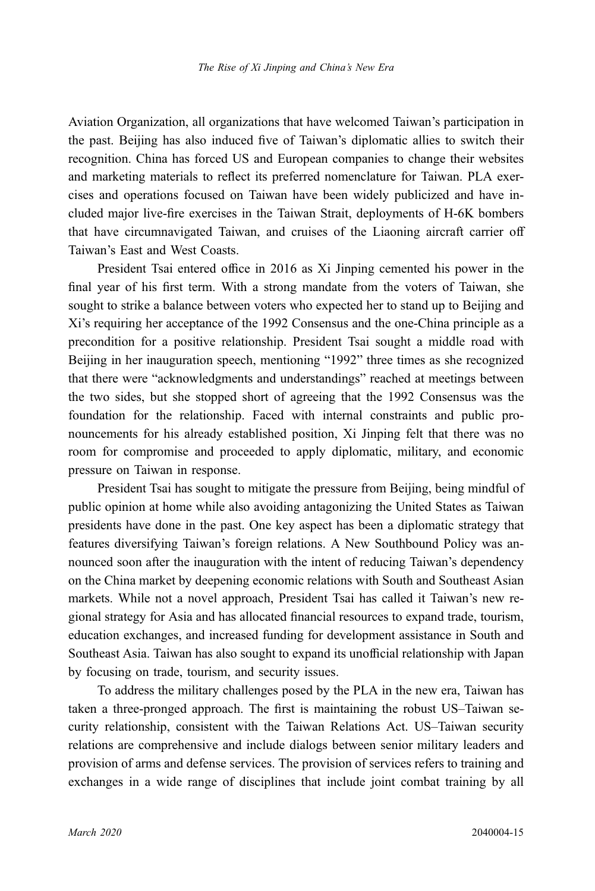Aviation Organization, all organizations that have welcomed Taiwan's participation in the past. Beijing has also induced five of Taiwan's diplomatic allies to switch their recognition. China has forced US and European companies to change their websites and marketing materials to reflect its preferred nomenclature for Taiwan. PLA exercises and operations focused on Taiwan have been widely publicized and have included major live-fire exercises in the Taiwan Strait, deployments of H-6K bombers that have circumnavigated Taiwan, and cruises of the Liaoning aircraft carrier off Taiwan's East and West Coasts.

President Tsai entered office in 2016 as Xi Jinping cemented his power in the final year of his first term. With a strong mandate from the voters of Taiwan, she sought to strike a balance between voters who expected her to stand up to Beijing and Xi's requiring her acceptance of the 1992 Consensus and the one-China principle as a precondition for a positive relationship. President Tsai sought a middle road with Beijing in her inauguration speech, mentioning "1992" three times as she recognized that there were "acknowledgments and understandings" reached at meetings between the two sides, but she stopped short of agreeing that the 1992 Consensus was the foundation for the relationship. Faced with internal constraints and public pronouncements for his already established position, Xi Jinping felt that there was no room for compromise and proceeded to apply diplomatic, military, and economic pressure on Taiwan in response.

President Tsai has sought to mitigate the pressure from Beijing, being mindful of public opinion at home while also avoiding antagonizing the United States as Taiwan presidents have done in the past. One key aspect has been a diplomatic strategy that features diversifying Taiwan's foreign relations. A New Southbound Policy was announced soon after the inauguration with the intent of reducing Taiwan's dependency on the China market by deepening economic relations with South and Southeast Asian markets. While not a novel approach, President Tsai has called it Taiwan's new regional strategy for Asia and has allocated financial resources to expand trade, tourism, education exchanges, and increased funding for development assistance in South and Southeast Asia. Taiwan has also sought to expand its unofficial relationship with Japan by focusing on trade, tourism, and security issues.

To address the military challenges posed by the PLA in the new era, Taiwan has taken a three-pronged approach. The first is maintaining the robust US–Taiwan security relationship, consistent with the Taiwan Relations Act. US–Taiwan security relations are comprehensive and include dialogs between senior military leaders and provision of arms and defense services. The provision of services refers to training and exchanges in a wide range of disciplines that include joint combat training by all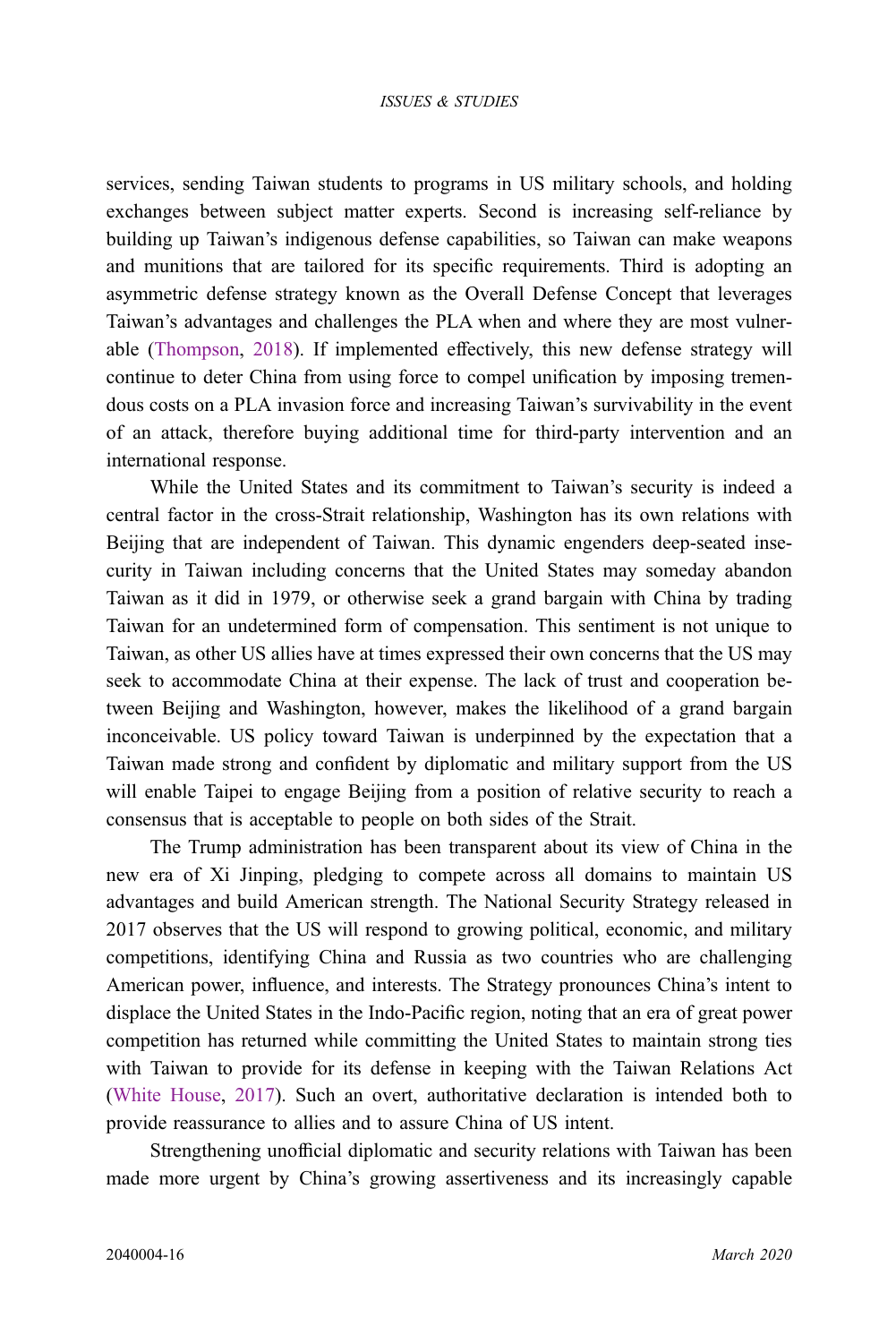services, sending Taiwan students to programs in US military schools, and holding exchanges between subject matter experts. Second is increasing self-reliance by building up Taiwan's indigenous defense capabilities, so Taiwan can make weapons and munitions that are tailored for its specific requirements. Third is adopting an asymmetric defense strategy known as the Overall Defense Concept that leverages Taiwan's advantages and challenges the PLA when and where they are most vulnerable (Thompson, 2018). If implemented effectively, this new defense strategy will continue to deter China from using force to compel unification by imposing tremendous costs on a PLA invasion force and increasing Taiwan's survivability in the event of an attack, therefore buying additional time for third-party intervention and an international response.

While the United States and its commitment to Taiwan's security is indeed a central factor in the cross-Strait relationship, Washington has its own relations with Beijing that are independent of Taiwan. This dynamic engenders deep-seated insecurity in Taiwan including concerns that the United States may someday abandon Taiwan as it did in 1979, or otherwise seek a grand bargain with China by trading Taiwan for an undetermined form of compensation. This sentiment is not unique to Taiwan, as other US allies have at times expressed their own concerns that the US may seek to accommodate China at their expense. The lack of trust and cooperation between Beijing and Washington, however, makes the likelihood of a grand bargain inconceivable. US policy toward Taiwan is underpinned by the expectation that a Taiwan made strong and confident by diplomatic and military support from the US will enable Taipei to engage Beijing from a position of relative security to reach a consensus that is acceptable to people on both sides of the Strait.

The Trump administration has been transparent about its view of China in the new era of Xi Jinping, pledging to compete across all domains to maintain US advantages and build American strength. The National Security Strategy released in 2017 observes that the US will respond to growing political, economic, and military competitions, identifying China and Russia as two countries who are challenging American power, influence, and interests. The Strategy pronounces China's intent to displace the United States in the Indo-Pacific region, noting that an era of great power competition has returned while committing the United States to maintain strong ties with Taiwan to provide for its defense in keeping with the Taiwan Relations Act (White House, 2017). Such an overt, authoritative declaration is intended both to provide reassurance to allies and to assure China of US intent.

Strengthening unofficial diplomatic and security relations with Taiwan has been made more urgent by China's growing assertiveness and its increasingly capable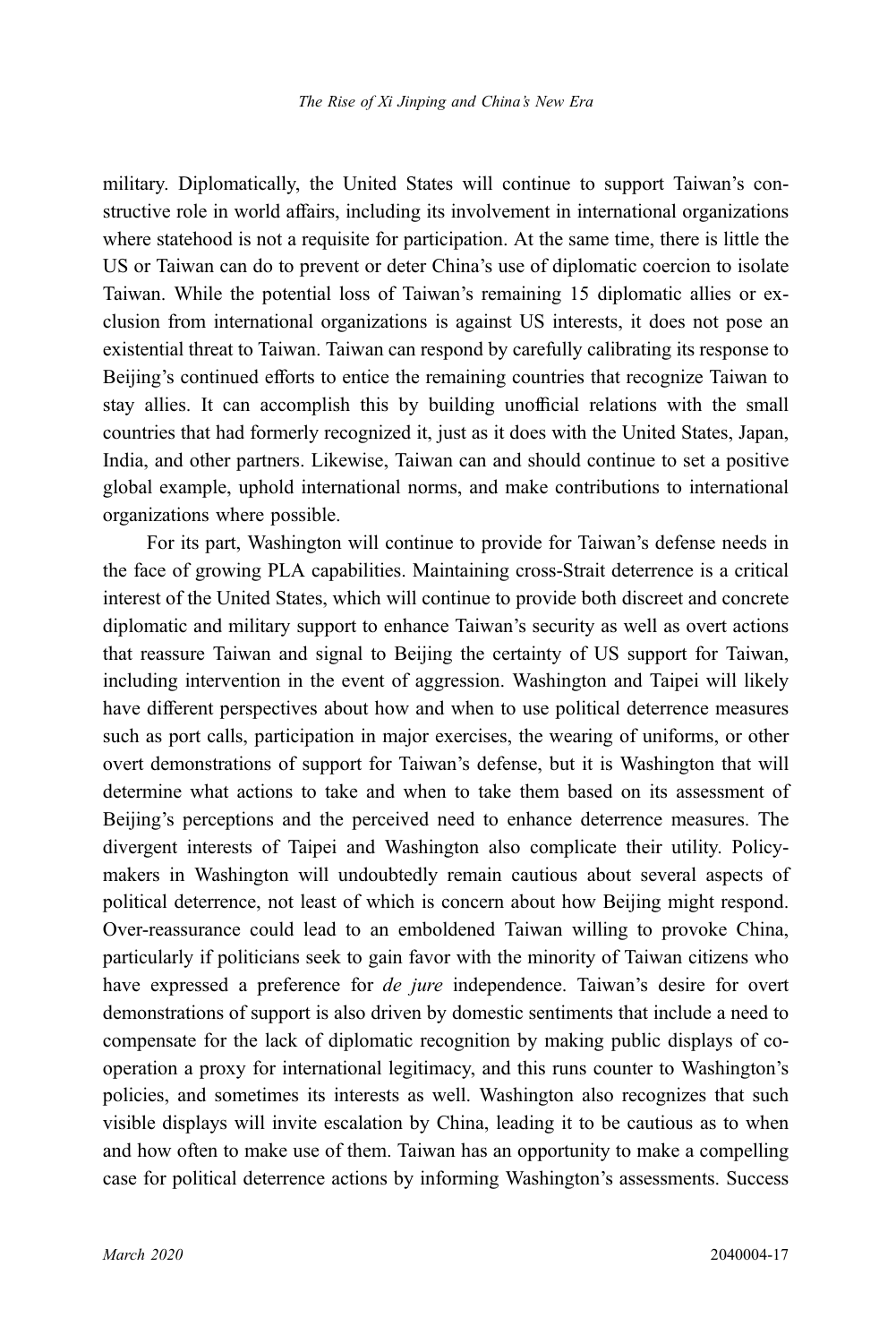military. Diplomatically, the United States will continue to support Taiwan's constructive role in world affairs, including its involvement in international organizations where statehood is not a requisite for participation. At the same time, there is little the US or Taiwan can do to prevent or deter China's use of diplomatic coercion to isolate Taiwan. While the potential loss of Taiwan's remaining 15 diplomatic allies or exclusion from international organizations is against US interests, it does not pose an existential threat to Taiwan. Taiwan can respond by carefully calibrating its response to Beijing's continued efforts to entice the remaining countries that recognize Taiwan to stay allies. It can accomplish this by building unofficial relations with the small countries that had formerly recognized it, just as it does with the United States, Japan, India, and other partners. Likewise, Taiwan can and should continue to set a positive global example, uphold international norms, and make contributions to international organizations where possible.

For its part, Washington will continue to provide for Taiwan's defense needs in the face of growing PLA capabilities. Maintaining cross-Strait deterrence is a critical interest of the United States, which will continue to provide both discreet and concrete diplomatic and military support to enhance Taiwan's security as well as overt actions that reassure Taiwan and signal to Beijing the certainty of US support for Taiwan, including intervention in the event of aggression. Washington and Taipei will likely have different perspectives about how and when to use political deterrence measures such as port calls, participation in major exercises, the wearing of uniforms, or other overt demonstrations of support for Taiwan's defense, but it is Washington that will determine what actions to take and when to take them based on its assessment of Beijing's perceptions and the perceived need to enhance deterrence measures. The divergent interests of Taipei and Washington also complicate their utility. Policymakers in Washington will undoubtedly remain cautious about several aspects of political deterrence, not least of which is concern about how Beijing might respond. Over-reassurance could lead to an emboldened Taiwan willing to provoke China, particularly if politicians seek to gain favor with the minority of Taiwan citizens who have expressed a preference for *de jure* independence. Taiwan's desire for overt demonstrations of support is also driven by domestic sentiments that include a need to compensate for the lack of diplomatic recognition by making public displays of cooperation a proxy for international legitimacy, and this runs counter to Washington's policies, and sometimes its interests as well. Washington also recognizes that such visible displays will invite escalation by China, leading it to be cautious as to when and how often to make use of them. Taiwan has an opportunity to make a compelling case for political deterrence actions by informing Washington's assessments. Success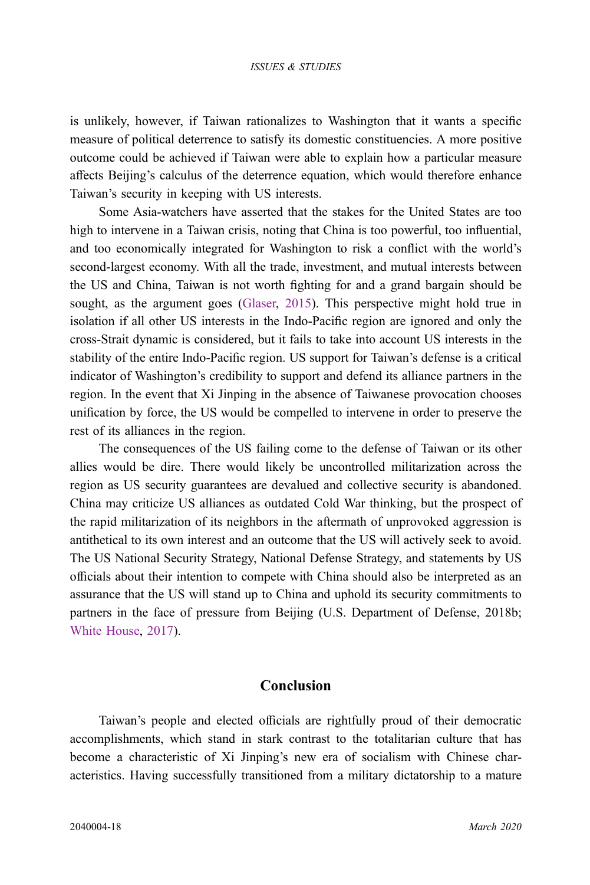is unlikely, however, if Taiwan rationalizes to Washington that it wants a specific measure of political deterrence to satisfy its domestic constituencies. A more positive outcome could be achieved if Taiwan were able to explain how a particular measure affects Beijing's calculus of the deterrence equation, which would therefore enhance Taiwan's security in keeping with US interests.

Some Asia-watchers have asserted that the stakes for the United States are too high to intervene in a Taiwan crisis, noting that China is too powerful, too influential, and too economically integrated for Washington to risk a conflict with the world's second-largest economy. With all the trade, investment, and mutual interests between the US and China, Taiwan is not worth fighting for and a grand bargain should be sought, as the argument goes (Glaser, 2015). This perspective might hold true in isolation if all other US interests in the Indo-Pacific region are ignored and only the cross-Strait dynamic is considered, but it fails to take into account US interests in the stability of the entire Indo-Pacific region. US support for Taiwan's defense is a critical indicator of Washington's credibility to support and defend its alliance partners in the region. In the event that Xi Jinping in the absence of Taiwanese provocation chooses unification by force, the US would be compelled to intervene in order to preserve the rest of its alliances in the region.

The consequences of the US failing come to the defense of Taiwan or its other allies would be dire. There would likely be uncontrolled militarization across the region as US security guarantees are devalued and collective security is abandoned. China may criticize US alliances as outdated Cold War thinking, but the prospect of the rapid militarization of its neighbors in the aftermath of unprovoked aggression is antithetical to its own interest and an outcome that the US will actively seek to avoid. The US National Security Strategy, National Defense Strategy, and statements by US officials about their intention to compete with China should also be interpreted as an assurance that the US will stand up to China and uphold its security commitments to partners in the face of pressure from Beijing (U.S. Department of Defense, 2018b; White House, 2017).

## Conclusion

Taiwan's people and elected officials are rightfully proud of their democratic accomplishments, which stand in stark contrast to the totalitarian culture that has become a characteristic of Xi Jinping's new era of socialism with Chinese characteristics. Having successfully transitioned from a military dictatorship to a mature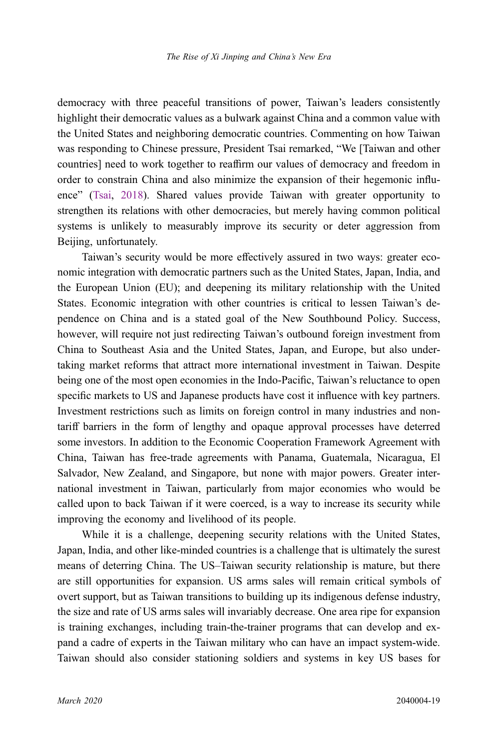democracy with three peaceful transitions of power, Taiwan's leaders consistently highlight their democratic values as a bulwark against China and a common value with the United States and neighboring democratic countries. Commenting on how Taiwan was responding to Chinese pressure, President Tsai remarked, "We [Taiwan and other countries] need to work together to reaffirm our values of democracy and freedom in order to constrain China and also minimize the expansion of their hegemonic influence" (Tsai, 2018). Shared values provide Taiwan with greater opportunity to strengthen its relations with other democracies, but merely having common political systems is unlikely to measurably improve its security or deter aggression from Beijing, unfortunately.

Taiwan's security would be more effectively assured in two ways: greater economic integration with democratic partners such as the United States, Japan, India, and the European Union (EU); and deepening its military relationship with the United States. Economic integration with other countries is critical to lessen Taiwan's dependence on China and is a stated goal of the New Southbound Policy. Success, however, will require not just redirecting Taiwan's outbound foreign investment from China to Southeast Asia and the United States, Japan, and Europe, but also undertaking market reforms that attract more international investment in Taiwan. Despite being one of the most open economies in the Indo-Pacific, Taiwan's reluctance to open specific markets to US and Japanese products have cost it influence with key partners. Investment restrictions such as limits on foreign control in many industries and non-tariff barriers in the form of lengthy and opaque approval processes have deterred some investors. In addition to the Economic Cooperation Framework Agreement with China, Taiwan has free-trade agreements with Panama, Guatemala, Nicaragua, El Salvador, New Zealand, and Singapore, but none with major powers. Greater international investment in Taiwan, particularly from major economies who would be called upon to back Taiwan if it were coerced, is a way to increase its security while improving the economy and livelihood of its people.

While it is a challenge, deepening security relations with the United States, Japan, India, and other like-minded countries is a challenge that is ultimately the surest means of deterring China. The US–Taiwan security relationship is mature, but there are still opportunities for expansion. US arms sales will remain critical symbols of overt support, but as Taiwan transitions to building up its indigenous defense industry, the size and rate of US arms sales will invariably decrease. One area ripe for expansion is training exchanges, including train-the-trainer programs that can develop and expand a cadre of experts in the Taiwan military who can have an impact system-wide. Taiwan should also consider stationing soldiers and systems in key US bases for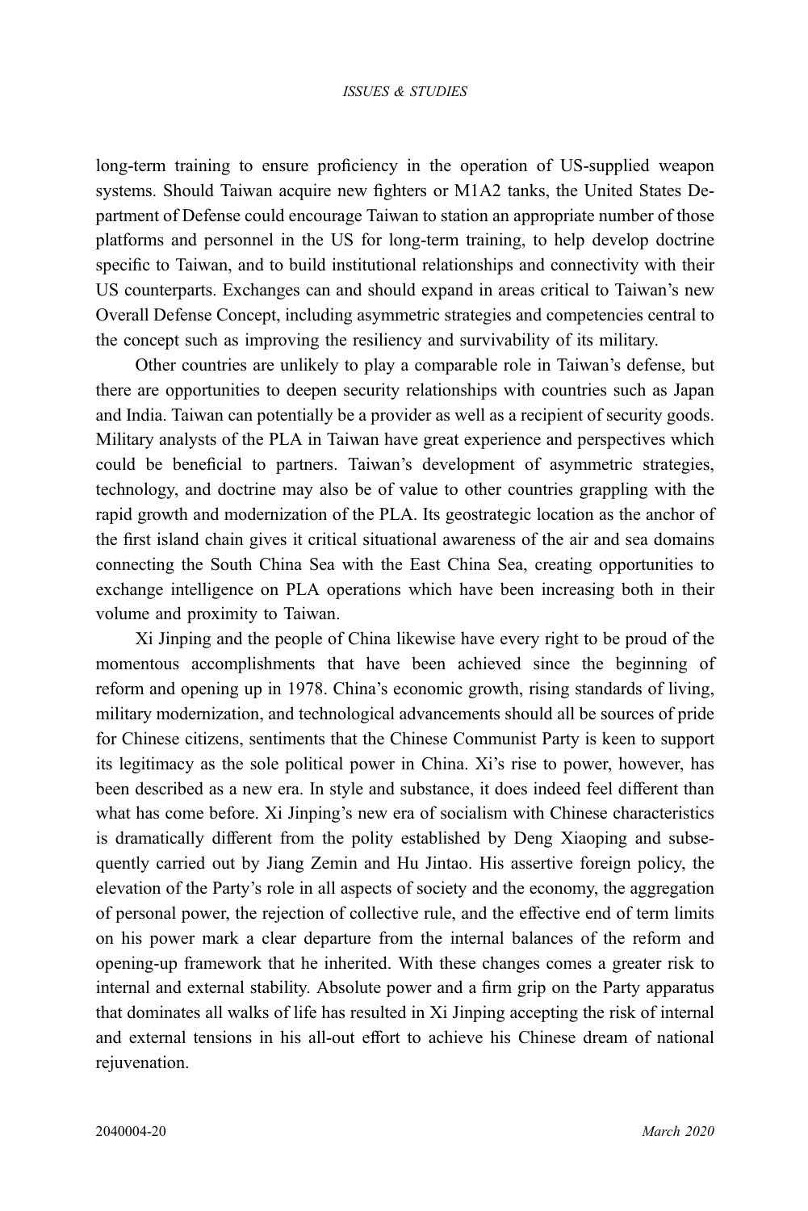long-term training to ensure proficiency in the operation of US-supplied weapon systems. Should Taiwan acquire new fighters or M1A2 tanks, the United States Department of Defense could encourage Taiwan to station an appropriate number of those platforms and personnel in the US for long-term training, to help develop doctrine specific to Taiwan, and to build institutional relationships and connectivity with their US counterparts. Exchanges can and should expand in areas critical to Taiwan's new Overall Defense Concept, including asymmetric strategies and competencies central to the concept such as improving the resiliency and survivability of its military.

Other countries are unlikely to play a comparable role in Taiwan's defense, but there are opportunities to deepen security relationships with countries such as Japan and India. Taiwan can potentially be a provider as well as a recipient of security goods. Military analysts of the PLA in Taiwan have great experience and perspectives which could be beneficial to partners. Taiwan's development of asymmetric strategies, technology, and doctrine may also be of value to other countries grappling with the rapid growth and modernization of the PLA. Its geostrategic location as the anchor of the first island chain gives it critical situational awareness of the air and sea domains connecting the South China Sea with the East China Sea, creating opportunities to exchange intelligence on PLA operations which have been increasing both in their volume and proximity to Taiwan.

Xi Jinping and the people of China likewise have every right to be proud of the momentous accomplishments that have been achieved since the beginning of reform and opening up in 1978. China's economic growth, rising standards of living, military modernization, and technological advancements should all be sources of pride for Chinese citizens, sentiments that the Chinese Communist Party is keen to support its legitimacy as the sole political power in China. Xi's rise to power, however, has been described as a new era. In style and substance, it does indeed feel different than what has come before. Xi Jinping's new era of socialism with Chinese characteristics is dramatically different from the polity established by Deng Xiaoping and subsequently carried out by Jiang Zemin and Hu Jintao. His assertive foreign policy, the elevation of the Party's role in all aspects of society and the economy, the aggregation of personal power, the rejection of collective rule, and the effective end of term limits on his power mark a clear departure from the internal balances of the reform and opening-up framework that he inherited. With these changes comes a greater risk to internal and external stability. Absolute power and a firm grip on the Party apparatus that dominates all walks of life has resulted in Xi Jinping accepting the risk of internal and external tensions in his all-out effort to achieve his Chinese dream of national rejuvenation.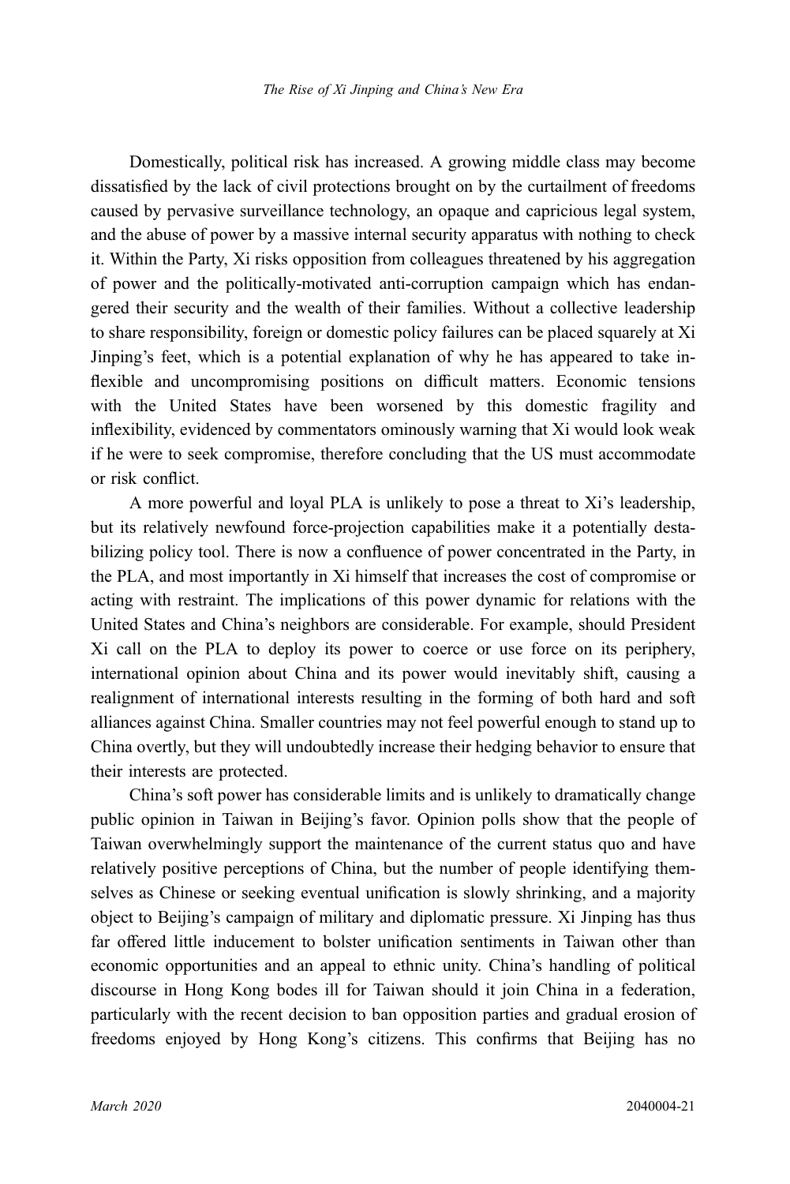Domestically, political risk has increased. A growing middle class may become dissatisfied by the lack of civil protections brought on by the curtailment of freedoms caused by pervasive surveillance technology, an opaque and capricious legal system, and the abuse of power by a massive internal security apparatus with nothing to check it. Within the Party, Xi risks opposition from colleagues threatened by his aggregation of power and the politically-motivated anti-corruption campaign which has endangered their security and the wealth of their families. Without a collective leadership to share responsibility, foreign or domestic policy failures can be placed squarely at Xi Jinping's feet, which is a potential explanation of why he has appeared to take inflexible and uncompromising positions on difficult matters. Economic tensions with the United States have been worsened by this domestic fragility and inflexibility, evidenced by commentators ominously warning that Xi would look weak if he were to seek compromise, therefore concluding that the US must accommodate or risk conflict.

A more powerful and loyal PLA is unlikely to pose a threat to Xi's leadership, but its relatively newfound force-projection capabilities make it a potentially destabilizing policy tool. There is now a confluence of power concentrated in the Party, in the PLA, and most importantly in Xi himself that increases the cost of compromise or acting with restraint. The implications of this power dynamic for relations with the United States and China's neighbors are considerable. For example, should President Xi call on the PLA to deploy its power to coerce or use force on its periphery, international opinion about China and its power would inevitably shift, causing a realignment of international interests resulting in the forming of both hard and soft alliances against China. Smaller countries may not feel powerful enough to stand up to China overtly, but they will undoubtedly increase their hedging behavior to ensure that their interests are protected.

China's soft power has considerable limits and is unlikely to dramatically change public opinion in Taiwan in Beijing's favor. Opinion polls show that the people of Taiwan overwhelmingly support the maintenance of the current status quo and have relatively positive perceptions of China, but the number of people identifying themselves as Chinese or seeking eventual unification is slowly shrinking, and a majority object to Beijing's campaign of military and diplomatic pressure. Xi Jinping has thus far offered little inducement to bolster unification sentiments in Taiwan other than economic opportunities and an appeal to ethnic unity. China's handling of political discourse in Hong Kong bodes ill for Taiwan should it join China in a federation, particularly with the recent decision to ban opposition parties and gradual erosion of freedoms enjoyed by Hong Kong's citizens. This confirms that Beijing has no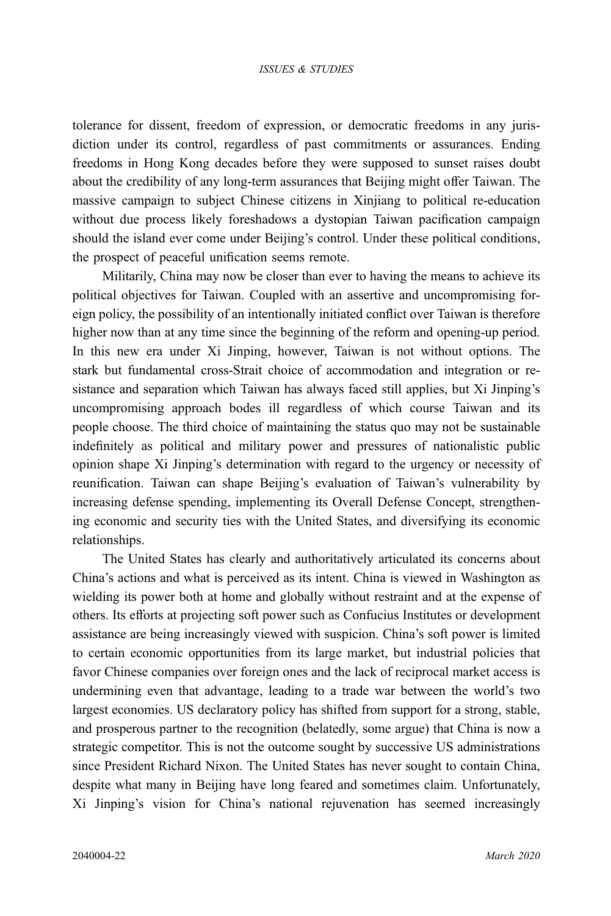tolerance for dissent, freedom of expression, or democratic freedoms in any jurisdiction under its control, regardless of past commitments or assurances. Ending freedoms in Hong Kong decades before they were supposed to sunset raises doubt about the credibility of any long-term assurances that Beijing might offer Taiwan. The massive campaign to subject Chinese citizens in Xinjiang to political re-education without due process likely foreshadows a dystopian Taiwan pacification campaign should the island ever come under Beijing's control. Under these political conditions, the prospect of peaceful unification seems remote.

Militarily, China may now be closer than ever to having the means to achieve its political objectives for Taiwan. Coupled with an assertive and uncompromising foreign policy, the possibility of an intentionally initiated conflict over Taiwan is therefore higher now than at any time since the beginning of the reform and opening-up period. In this new era under Xi Jinping, however, Taiwan is not without options. The stark but fundamental cross-Strait choice of accommodation and integration or resistance and separation which Taiwan has always faced still applies, but Xi Jinping's uncompromising approach bodes ill regardless of which course Taiwan and its people choose. The third choice of maintaining the status quo may not be sustainable indefinitely as political and military power and pressures of nationalistic public opinion shape Xi Jinping's determination with regard to the urgency or necessity of reunification. Taiwan can shape Beijing's evaluation of Taiwan's vulnerability by increasing defense spending, implementing its Overall Defense Concept, strengthening economic and security ties with the United States, and diversifying its economic relationships.

The United States has clearly and authoritatively articulated its concerns about China's actions and what is perceived as its intent. China is viewed in Washington as wielding its power both at home and globally without restraint and at the expense of others. Its efforts at projecting soft power such as Confucius Institutes or development assistance are being increasingly viewed with suspicion. China's soft power is limited to certain economic opportunities from its large market, but industrial policies that favor Chinese companies over foreign ones and the lack of reciprocal market access is undermining even that advantage, leading to a trade war between the world's two largest economies. US declaratory policy has shifted from support for a strong, stable, and prosperous partner to the recognition (belatedly, some argue) that China is now a strategic competitor. This is not the outcome sought by successive US administrations since President Richard Nixon. The United States has never sought to contain China, despite what many in Beijing have long feared and sometimes claim. Unfortunately, Xi Jinping's vision for China's national rejuvenation has seemed increasingly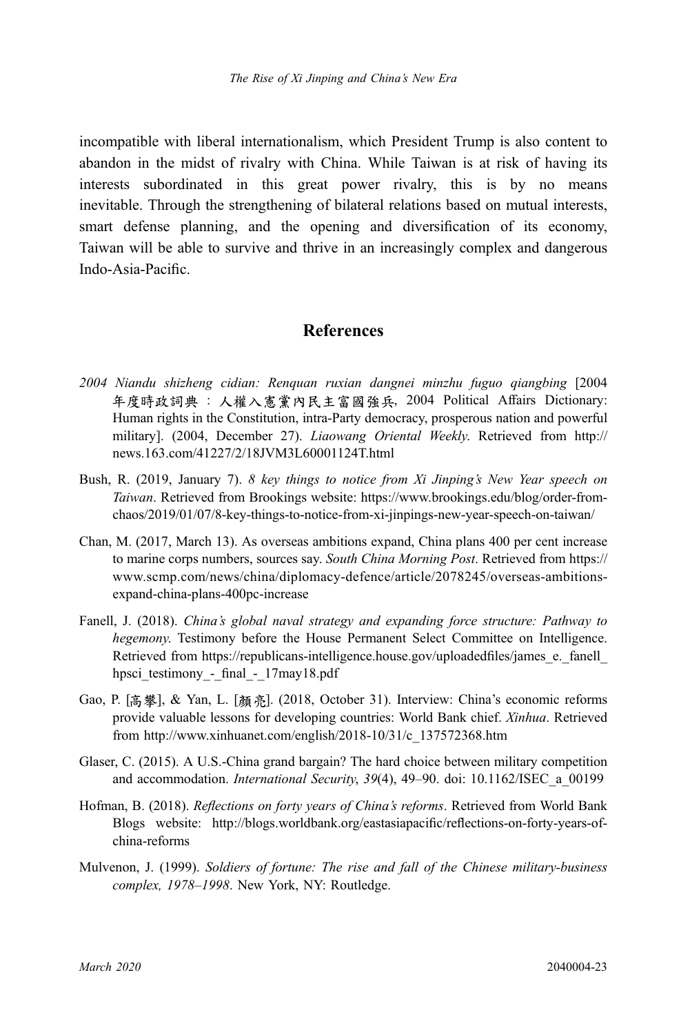incompatible with liberal internationalism, which President Trump is also content to abandon in the midst of rivalry with China. While Taiwan is at risk of having its interests subordinated in this great power rivalry, this is by no means inevitable. Through the strengthening of bilateral relations based on mutual interests, smart defense planning, and the opening and diversification of its economy, Taiwan will be able to survive and thrive in an increasingly complex and dangerous Indo-Asia-Pacific.

## References

*2004 Niandu shizheng cidian: Renquan ruxian dangnei minzhu fuguo qiangbing* [2004 年度時政詞典：人權入憲黨內民主富國強兵, 2004 Political Affairs Dictionary: Human rights in the Constitution, intra-Party democracy, prosperous nation and powerful military]. (2004, December 27). *Liaowang Oriental Weekly*. Retrieved from http://news.163.com/41227/2/18JVM3L60001124T.html

Bush, R. (2019, January 7). *8 key things to notice from Xi Jinping's New Year speech on Taiwan*. Retrieved from Brookings website: https://www.brookings.edu/blog/order-from-chaos/2019/01/07/8-key-things-to-notice-from-xi-jinpings-new-year-speech-on-taiwan/

Chan, M. (2017, March 13). As overseas ambitions expand, China plans 400 per cent increase to marine corps numbers, sources say. *South China Morning Post*. Retrieved from https://www.scmp.com/news/china/diplomacy-defence/article/2078245/overseas-ambitions-expand-china-plans-400pc-increase

Fanell, J. (2018). *China's global naval strategy and expanding force structure: Pathway to hegemony*. Testimony before the House Permanent Select Committee on Intelligence. Retrieved from https://republicans-intelligence.house.gov/uploadedfiles/james_e._fanell_hpsci_testimony_-_final_-_17may18.pdf

Gao, P. [高攀], & Yan, L. [顏亮]. (2018, October 31). Interview: China's economic reforms provide valuable lessons for developing countries: World Bank chief. *Xinhua*. Retrieved from http://www.xinhuanet.com/english/2018-10/31/c_137572368.htm

Glaser, C. (2015). A U.S.-China grand bargain? The hard choice between military competition and accommodation. *International Security*, *39*(4), 49–90. doi: 10.1162/ISEC_a_00199

Hofman, B. (2018). *Reflections on forty years of China's reforms*. Retrieved from World Bank Blogs website: http://blogs.worldbank.org/eastasiapacific/reflections-on-forty-years-of-china-reforms

Mulvenon, J. (1999). *Soldiers of fortune: The rise and fall of the Chinese military-business complex, 1978–1998*. New York, NY: Routledge.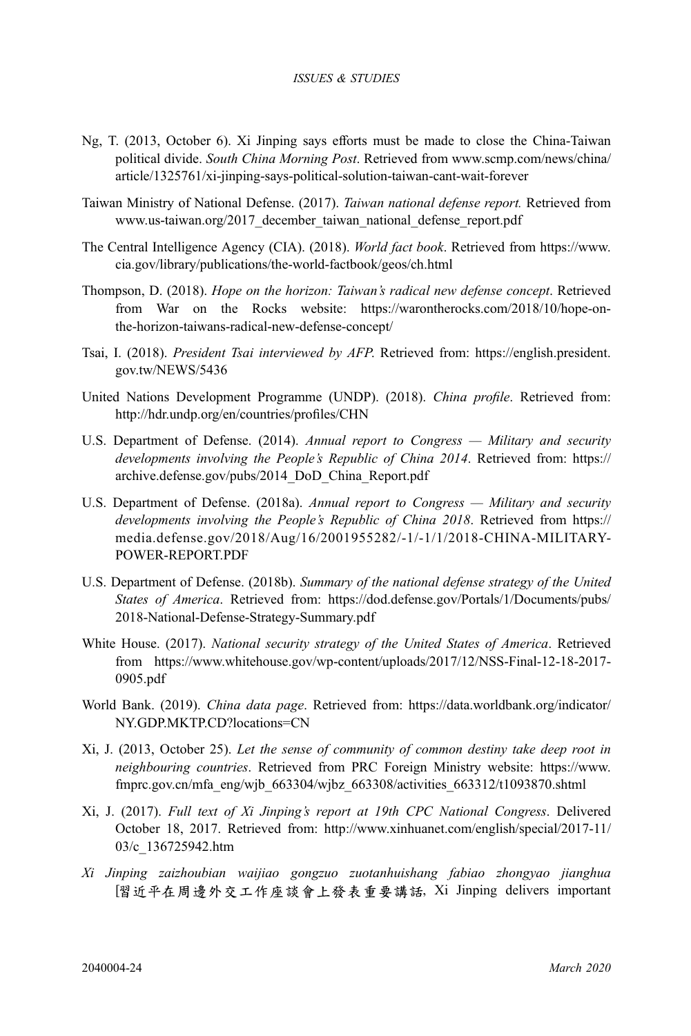Ng, T. (2013, October 6). Xi Jinping says efforts must be made to close the China-Taiwan political divide. *South China Morning Post*. Retrieved from www.scmp.com/news/china/article/1325761/xi-jinping-says-political-solution-taiwan-cant-wait-forever

Taiwan Ministry of National Defense. (2017). *Taiwan national defense report.* Retrieved from www.us-taiwan.org/2017_december_taiwan_national_defense_report.pdf

The Central Intelligence Agency (CIA). (2018). *World fact book*. Retrieved from https://www.cia.gov/library/publications/the-world-factbook/geos/ch.html

Thompson, D. (2018). *Hope on the horizon: Taiwan's radical new defense concept*. Retrieved from War on the Rocks website: https://warontherocks.com/2018/10/hope-on-the-horizon-taiwans-radical-new-defense-concept/

Tsai, I. (2018). *President Tsai interviewed by AFP*. Retrieved from: https://english.president.gov.tw/NEWS/5436

United Nations Development Programme (UNDP). (2018). *China profile*. Retrieved from: http://hdr.undp.org/en/countries/profiles/CHN

U.S. Department of Defense. (2014). *Annual report to Congress — Military and security developments involving the People's Republic of China 2014*. Retrieved from: https://archive.defense.gov/pubs/2014_DoD_China_Report.pdf

U.S. Department of Defense. (2018a). *Annual report to Congress — Military and security developments involving the People's Republic of China 2018*. Retrieved from https://media.defense.gov/2018/Aug/16/2001955282/-1/-1/1/2018-CHINA-MILITARY-POWER-REPORT.PDF

U.S. Department of Defense. (2018b). *Summary of the national defense strategy of the United States of America*. Retrieved from: https://dod.defense.gov/Portals/1/Documents/pubs/2018-National-Defense-Strategy-Summary.pdf

White House. (2017). *National security strategy of the United States of America*. Retrieved from https://www.whitehouse.gov/wp-content/uploads/2017/12/NSS-Final-12-18-2017-0905.pdf

World Bank. (2019). *China data page*. Retrieved from: https://data.worldbank.org/indicator/NY.GDP.MKTP.CD?locations=CN

Xi, J. (2013, October 25). *Let the sense of community of common destiny take deep root in neighbouring countries*. Retrieved from PRC Foreign Ministry website: https://www.fmprc.gov.cn/mfa_eng/wjb_663304/wjbz_663308/activities_663312/t1093870.shtml

Xi, J. (2017). *Full text of Xi Jinping's report at 19th CPC National Congress*. Delivered October 18, 2017. Retrieved from: http://www.xinhuanet.com/english/special/2017-11/03/c_136725942.htm

*Xi Jinping zaizhoubian waijiao gongzuo zuotanhuishang fabiao zhongyao jianghua* [習近平在周邊外交工作座談會上發表重要講話, Xi Jinping delivers important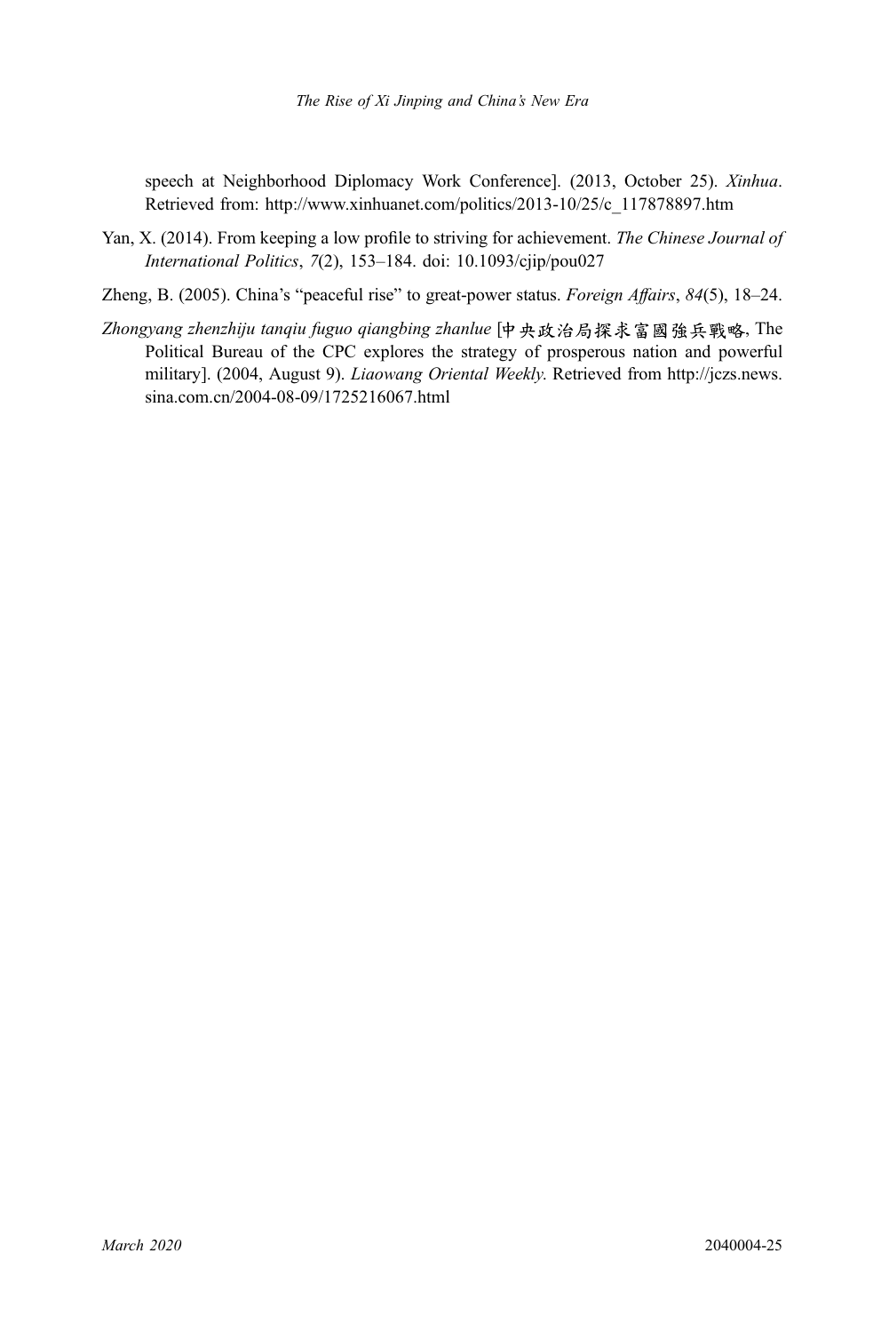speech at Neighborhood Diplomacy Work Conference]. (2013, October 25). *Xinhua*. Retrieved from: http://www.xinhuanet.com/politics/2013-10/25/c_117878897.htm

Yan, X. (2014). From keeping a low profile to striving for achievement. *The Chinese Journal of International Politics*, *7*(2), 153–184. doi: 10.1093/cjip/pou027

Zheng, B. (2005). China's "peaceful rise" to great-power status. *Foreign Affairs*, *84*(5), 18–24.

*Zhongyang zhenzhiju tanqiu fuguo qiangbing zhanlue* [中央政治局探求富國強兵戰略, The Political Bureau of the CPC explores the strategy of prosperous nation and powerful military]. (2004, August 9). *Liaowang Oriental Weekly*. Retrieved from http://jczs.news.sina.com.cn/2004-08-09/1725216067.html